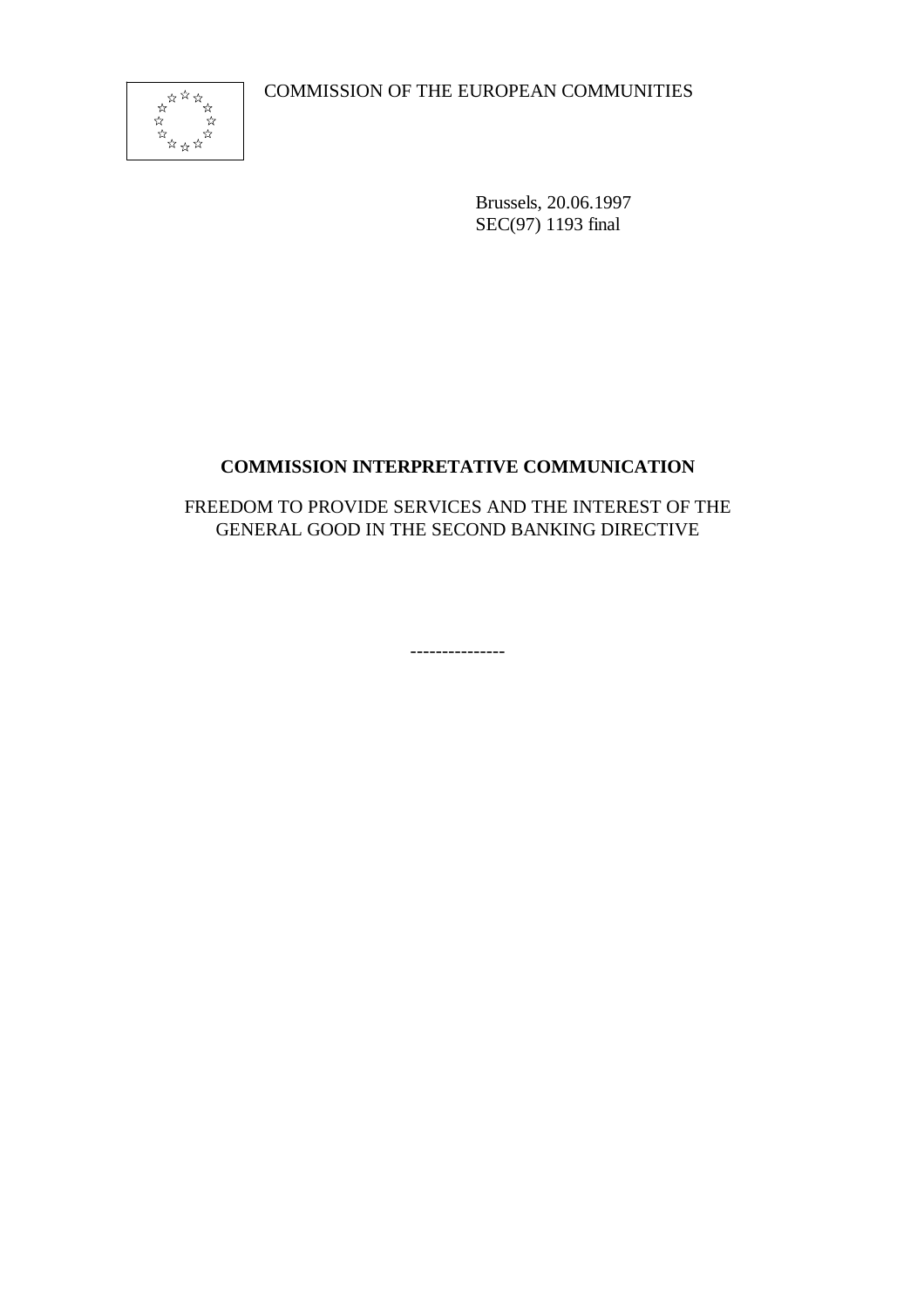COMMISSION OF THE EUROPEAN COMMUNITIES

Brussels, 20.06.1997
SEC(97) 1193 final

# COMMISSION INTERPRETATIVE COMMUNICATION

FREEDOM TO PROVIDE SERVICES AND THE INTEREST OF THE GENERAL GOOD IN THE SECOND BANKING DIRECTIVE

---------------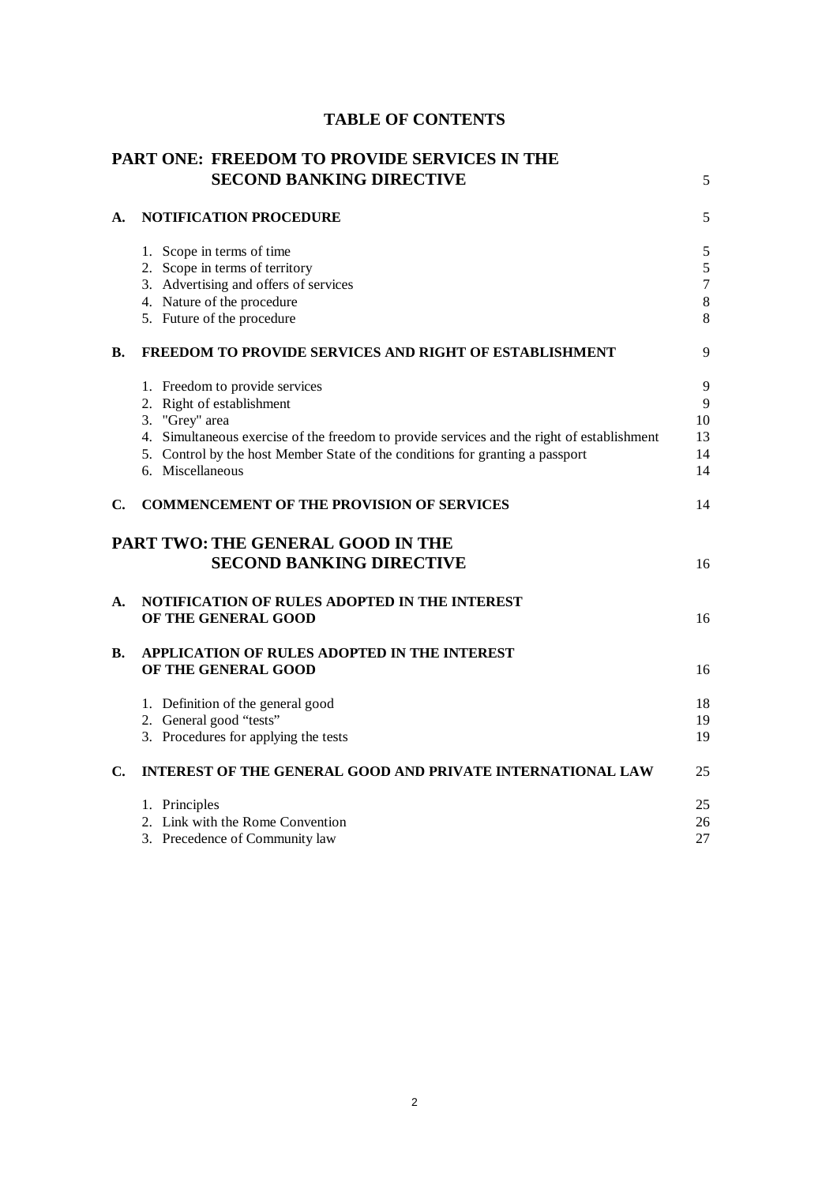# TABLE OF CONTENTS

| | | |
|---|---|---|
| **PART ONE: FREEDOM TO PROVIDE SERVICES IN THE SECOND BANKING DIRECTIVE** | | 5 |
| **A.** | **NOTIFICATION PROCEDURE** | 5 |
| | 1. Scope in terms of time | 5 |
| | 2. Scope in terms of territory | 5 |
| | 3. Advertising and offers of services | 7 |
| | 4. Nature of the procedure | 8 |
| | 5. Future of the procedure | 8 |
| **B.** | **FREEDOM TO PROVIDE SERVICES AND RIGHT OF ESTABLISHMENT** | 9 |
| | 1. Freedom to provide services | 9 |
| | 2. Right of establishment | 9 |
| | 3. "Grey" area | 10 |
| | 4. Simultaneous exercise of the freedom to provide services and the right of establishment | 13 |
| | 5. Control by the host Member State of the conditions for granting a passport | 14 |
| | 6. Miscellaneous | 14 |
| **C.** | **COMMENCEMENT OF THE PROVISION OF SERVICES** | 14 |
| **PART TWO: THE GENERAL GOOD IN THE SECOND BANKING DIRECTIVE** | | 16 |
| **A.** | **NOTIFICATION OF RULES ADOPTED IN THE INTEREST OF THE GENERAL GOOD** | 16 |
| **B.** | **APPLICATION OF RULES ADOPTED IN THE INTEREST OF THE GENERAL GOOD** | 16 |
| | 1. Definition of the general good | 18 |
| | 2. General good "tests" | 19 |
| | 3. Procedures for applying the tests | 19 |
| **C.** | **INTEREST OF THE GENERAL GOOD AND PRIVATE INTERNATIONAL LAW** | 25 |
| | 1. Principles | 25 |
| | 2. Link with the Rome Convention | 26 |
| | 3. Precedence of Community law | 27 |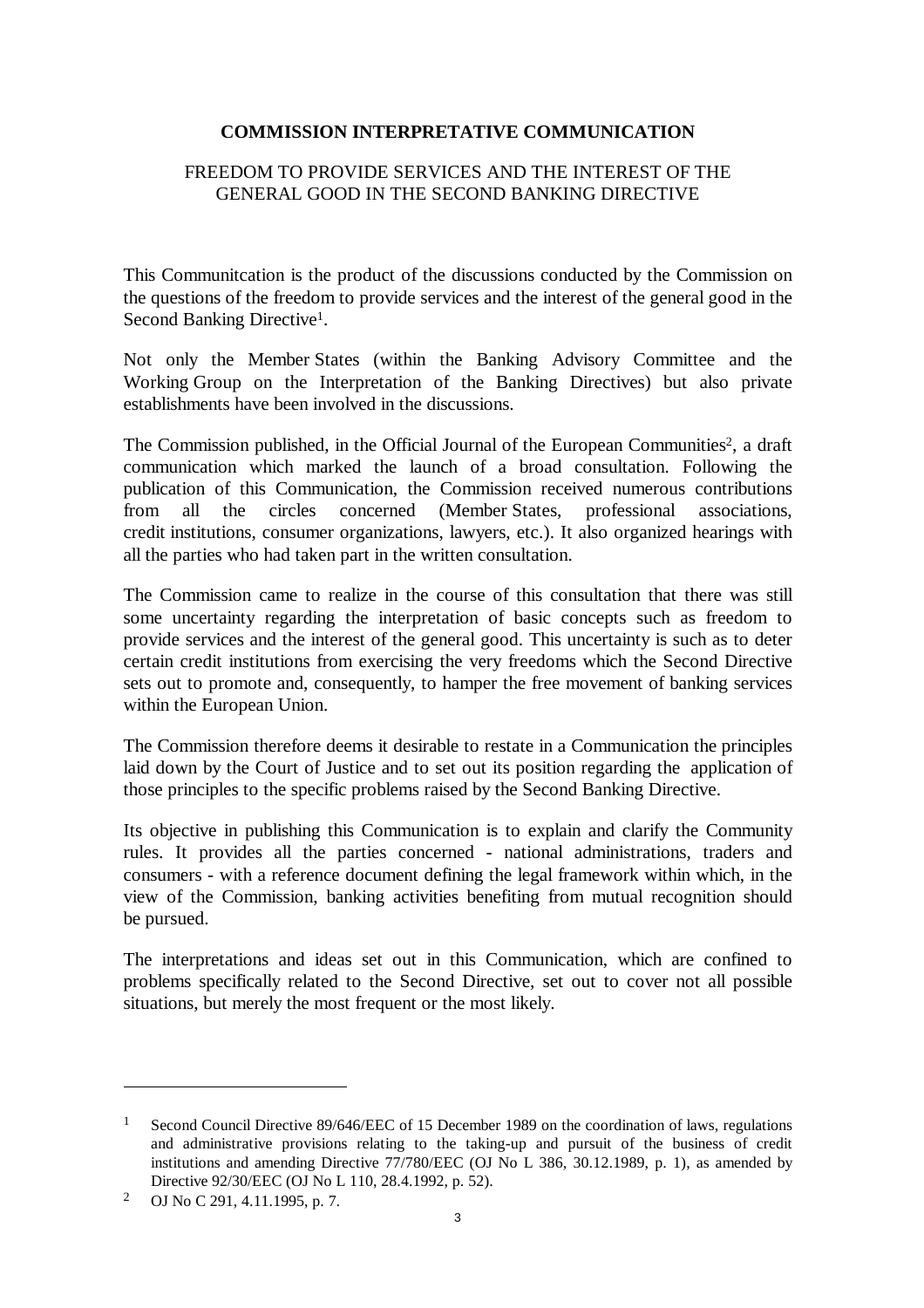**COMMISSION INTERPRETATIVE COMMUNICATION**

FREEDOM TO PROVIDE SERVICES AND THE INTEREST OF THE GENERAL GOOD IN THE SECOND BANKING DIRECTIVE

This Communitcation is the product of the discussions conducted by the Commission on the questions of the freedom to provide services and the interest of the general good in the Second Banking Directive[1].

Not only the Member States (within the Banking Advisory Committee and the Working Group on the Interpretation of the Banking Directives) but also private establishments have been involved in the discussions.

The Commission published, in the Official Journal of the European Communities[2], a draft communication which marked the launch of a broad consultation. Following the publication of this Communication, the Commission received numerous contributions from all the circles concerned (Member States, professional associations, credit institutions, consumer organizations, lawyers, etc.). It also organized hearings with all the parties who had taken part in the written consultation.

The Commission came to realize in the course of this consultation that there was still some uncertainty regarding the interpretation of basic concepts such as freedom to provide services and the interest of the general good. This uncertainty is such as to deter certain credit institutions from exercising the very freedoms which the Second Directive sets out to promote and, consequently, to hamper the free movement of banking services within the European Union.

The Commission therefore deems it desirable to restate in a Communication the principles laid down by the Court of Justice and to set out its position regarding the application of those principles to the specific problems raised by the Second Banking Directive.

Its objective in publishing this Communication is to explain and clarify the Community rules. It provides all the parties concerned - national administrations, traders and consumers - with a reference document defining the legal framework within which, in the view of the Commission, banking activities benefiting from mutual recognition should be pursued.

The interpretations and ideas set out in this Communication, which are confined to problems specifically related to the Second Directive, set out to cover not all possible situations, but merely the most frequent or the most likely.

---

[1] Second Council Directive 89/646/EEC of 15 December 1989 on the coordination of laws, regulations and administrative provisions relating to the taking-up and pursuit of the business of credit institutions and amending Directive 77/780/EEC (OJ No L 386, 30.12.1989, p. 1), as amended by Directive 92/30/EEC (OJ No L 110, 28.4.1992, p. 52).

[2] OJ No C 291, 4.11.1995, p. 7.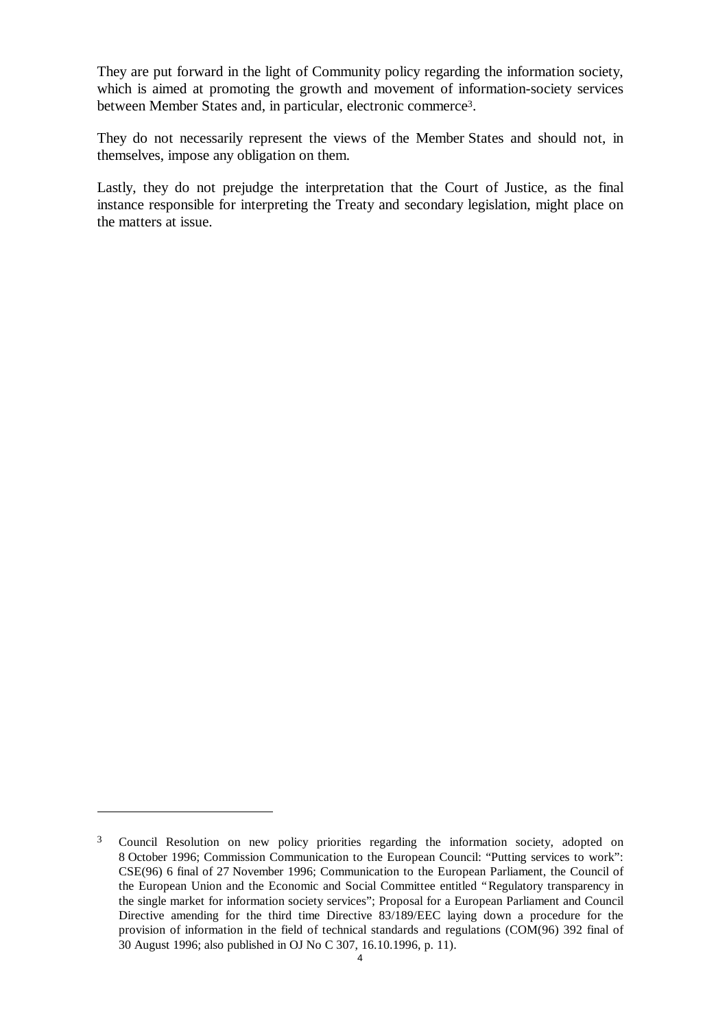They are put forward in the light of Community policy regarding the information society, which is aimed at promoting the growth and movement of information-society services between Member States and, in particular, electronic commerce[3].

They do not necessarily represent the views of the Member States and should not, in themselves, impose any obligation on them.

Lastly, they do not prejudge the interpretation that the Court of Justice, as the final instance responsible for interpreting the Treaty and secondary legislation, might place on the matters at issue.

[3] Council Resolution on new policy priorities regarding the information society, adopted on 8 October 1996; Commission Communication to the European Council: "Putting services to work": CSE(96) 6 final of 27 November 1996; Communication to the European Parliament, the Council of the European Union and the Economic and Social Committee entitled "Regulatory transparency in the single market for information society services"; Proposal for a European Parliament and Council Directive amending for the third time Directive 83/189/EEC laying down a procedure for the provision of information in the field of technical standards and regulations (COM(96) 392 final of 30 August 1996; also published in OJ No C 307, 16.10.1996, p. 11).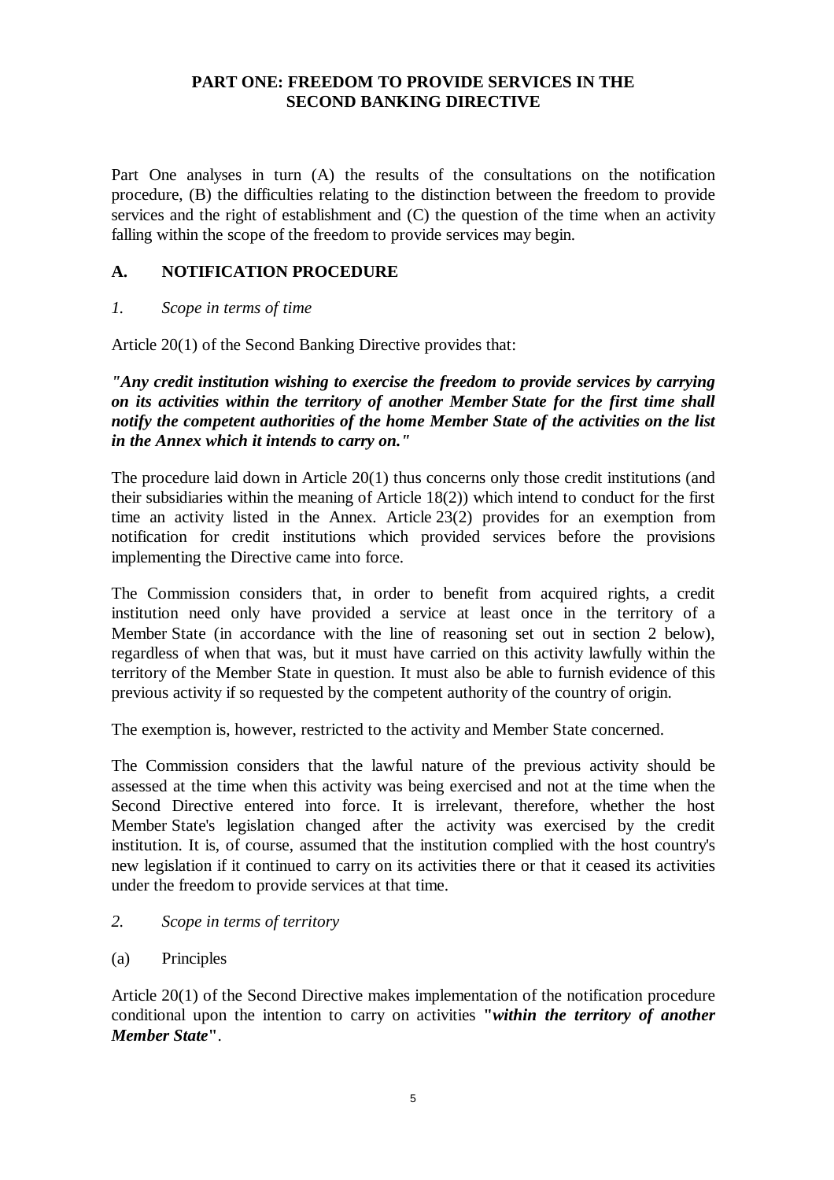## PART ONE: FREEDOM TO PROVIDE SERVICES IN THE SECOND BANKING DIRECTIVE

Part One analyses in turn (A) the results of the consultations on the notification procedure, (B) the difficulties relating to the distinction between the freedom to provide services and the right of establishment and (C) the question of the time when an activity falling within the scope of the freedom to provide services may begin.

### A. NOTIFICATION PROCEDURE

#### *1. Scope in terms of time*

Article 20(1) of the Second Banking Directive provides that:

***"Any credit institution wishing to exercise the freedom to provide services by carrying on its activities within the territory of another Member State for the first time shall notify the competent authorities of the home Member State of the activities on the list in the Annex which it intends to carry on."***

The procedure laid down in Article 20(1) thus concerns only those credit institutions (and their subsidiaries within the meaning of Article 18(2)) which intend to conduct for the first time an activity listed in the Annex. Article 23(2) provides for an exemption from notification for credit institutions which provided services before the provisions implementing the Directive came into force.

The Commission considers that, in order to benefit from acquired rights, a credit institution need only have provided a service at least once in the territory of a Member State (in accordance with the line of reasoning set out in section 2 below), regardless of when that was, but it must have carried on this activity lawfully within the territory of the Member State in question. It must also be able to furnish evidence of this previous activity if so requested by the competent authority of the country of origin.

The exemption is, however, restricted to the activity and Member State concerned.

The Commission considers that the lawful nature of the previous activity should be assessed at the time when this activity was being exercised and not at the time when the Second Directive entered into force. It is irrelevant, therefore, whether the host Member State's legislation changed after the activity was exercised by the credit institution. It is, of course, assumed that the institution complied with the host country's new legislation if it continued to carry on its activities there or that it ceased its activities under the freedom to provide services at that time.

#### *2. Scope in terms of territory*

(a) Principles

Article 20(1) of the Second Directive makes implementation of the notification procedure conditional upon the intention to carry on activities **"*within the territory of another Member State*"**.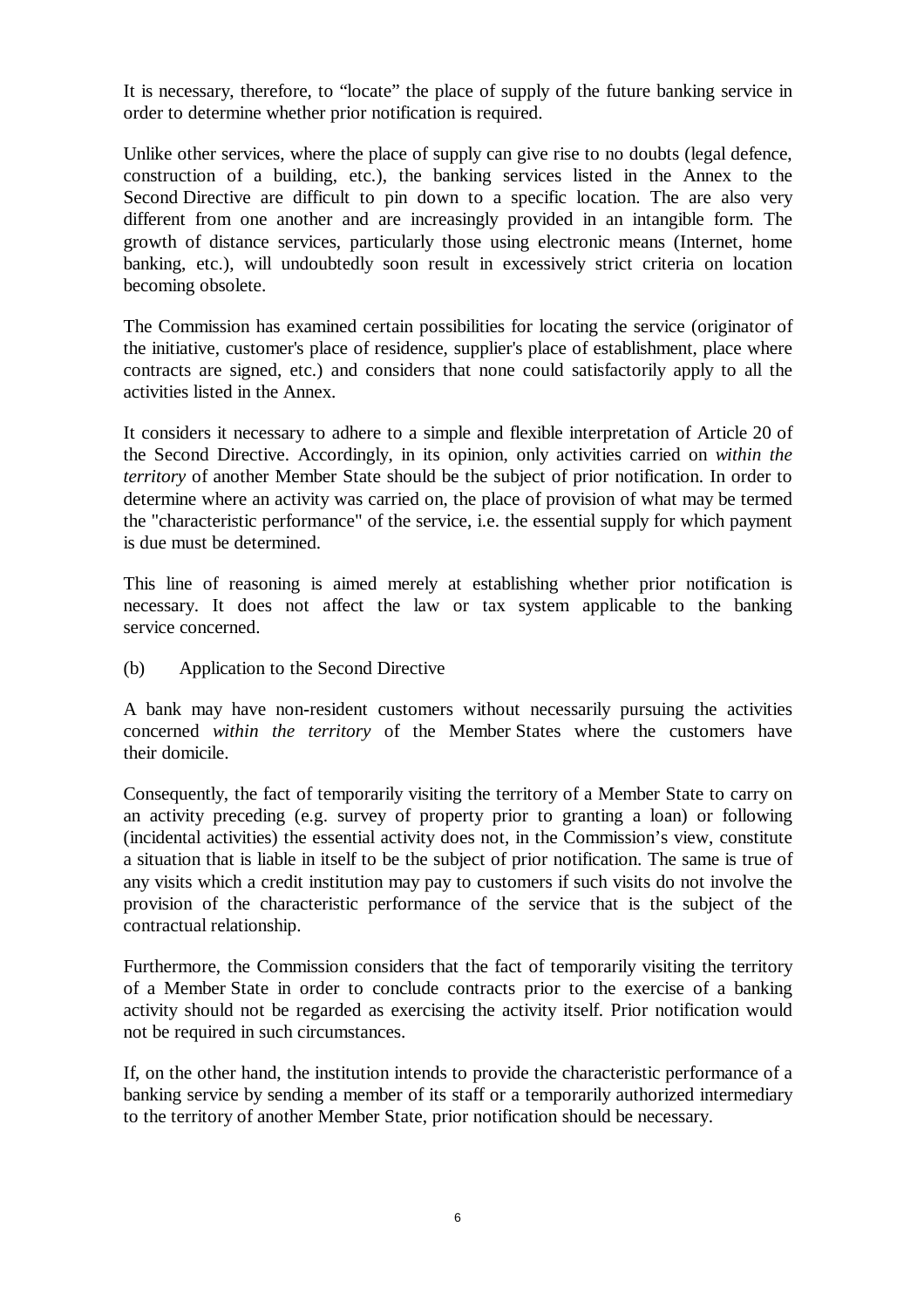It is necessary, therefore, to "locate" the place of supply of the future banking service in order to determine whether prior notification is required.

Unlike other services, where the place of supply can give rise to no doubts (legal defence, construction of a building, etc.), the banking services listed in the Annex to the Second Directive are difficult to pin down to a specific location. The are also very different from one another and are increasingly provided in an intangible form. The growth of distance services, particularly those using electronic means (Internet, home banking, etc.), will undoubtedly soon result in excessively strict criteria on location becoming obsolete.

The Commission has examined certain possibilities for locating the service (originator of the initiative, customer's place of residence, supplier's place of establishment, place where contracts are signed, etc.) and considers that none could satisfactorily apply to all the activities listed in the Annex.

It considers it necessary to adhere to a simple and flexible interpretation of Article 20 of the Second Directive. Accordingly, in its opinion, only activities carried on *within the territory* of another Member State should be the subject of prior notification. In order to determine where an activity was carried on, the place of provision of what may be termed the "characteristic performance" of the service, i.e. the essential supply for which payment is due must be determined.

This line of reasoning is aimed merely at establishing whether prior notification is necessary. It does not affect the law or tax system applicable to the banking service concerned.

(b) Application to the Second Directive

A bank may have non-resident customers without necessarily pursuing the activities concerned *within the territory* of the Member States where the customers have their domicile.

Consequently, the fact of temporarily visiting the territory of a Member State to carry on an activity preceding (e.g. survey of property prior to granting a loan) or following (incidental activities) the essential activity does not, in the Commission's view, constitute a situation that is liable in itself to be the subject of prior notification. The same is true of any visits which a credit institution may pay to customers if such visits do not involve the provision of the characteristic performance of the service that is the subject of the contractual relationship.

Furthermore, the Commission considers that the fact of temporarily visiting the territory of a Member State in order to conclude contracts prior to the exercise of a banking activity should not be regarded as exercising the activity itself. Prior notification would not be required in such circumstances.

If, on the other hand, the institution intends to provide the characteristic performance of a banking service by sending a member of its staff or a temporarily authorized intermediary to the territory of another Member State, prior notification should be necessary.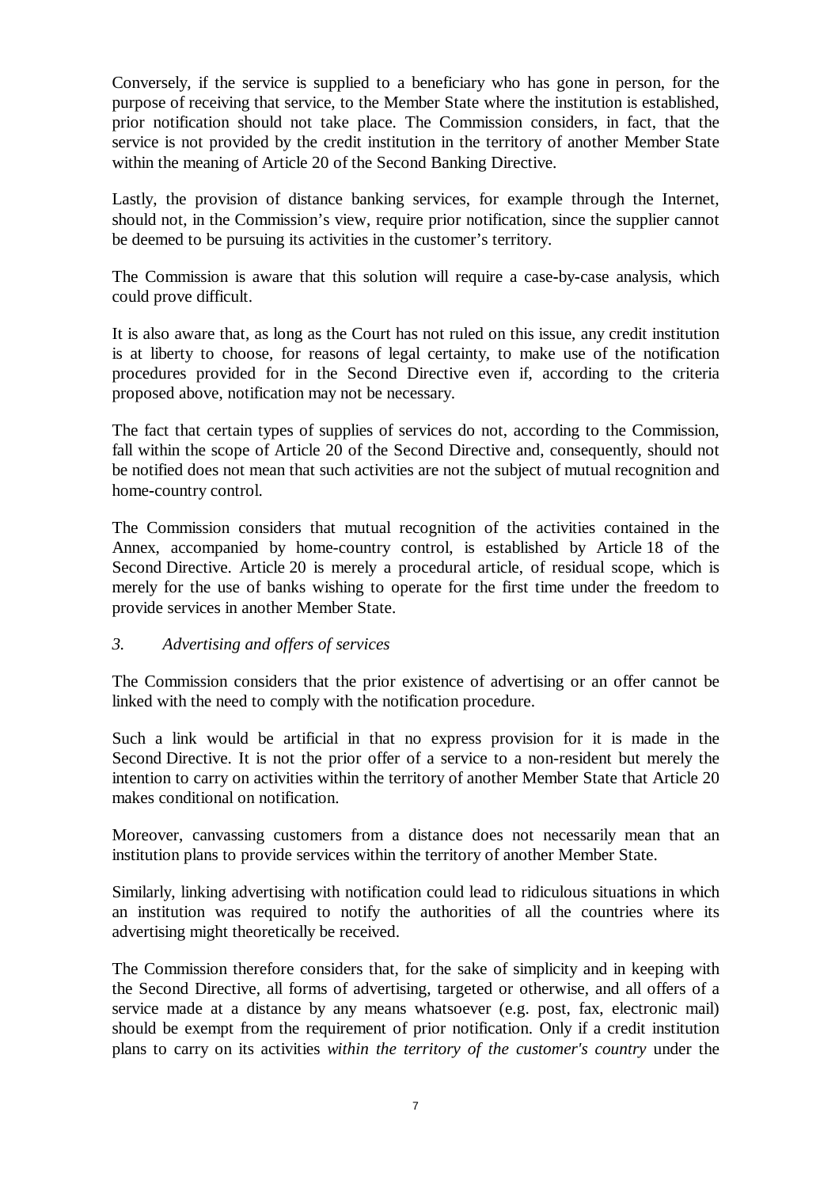Conversely, if the service is supplied to a beneficiary who has gone in person, for the purpose of receiving that service, to the Member State where the institution is established, prior notification should not take place. The Commission considers, in fact, that the service is not provided by the credit institution in the territory of another Member State within the meaning of Article 20 of the Second Banking Directive.

Lastly, the provision of distance banking services, for example through the Internet, should not, in the Commission's view, require prior notification, since the supplier cannot be deemed to be pursuing its activities in the customer's territory.

The Commission is aware that this solution will require a case-by-case analysis, which could prove difficult.

It is also aware that, as long as the Court has not ruled on this issue, any credit institution is at liberty to choose, for reasons of legal certainty, to make use of the notification procedures provided for in the Second Directive even if, according to the criteria proposed above, notification may not be necessary.

The fact that certain types of supplies of services do not, according to the Commission, fall within the scope of Article 20 of the Second Directive and, consequently, should not be notified does not mean that such activities are not the subject of mutual recognition and home-country control.

The Commission considers that mutual recognition of the activities contained in the Annex, accompanied by home-country control, is established by Article 18 of the Second Directive. Article 20 is merely a procedural article, of residual scope, which is merely for the use of banks wishing to operate for the first time under the freedom to provide services in another Member State.

### *3. Advertising and offers of services*

The Commission considers that the prior existence of advertising or an offer cannot be linked with the need to comply with the notification procedure.

Such a link would be artificial in that no express provision for it is made in the Second Directive. It is not the prior offer of a service to a non-resident but merely the intention to carry on activities within the territory of another Member State that Article 20 makes conditional on notification.

Moreover, canvassing customers from a distance does not necessarily mean that an institution plans to provide services within the territory of another Member State.

Similarly, linking advertising with notification could lead to ridiculous situations in which an institution was required to notify the authorities of all the countries where its advertising might theoretically be received.

The Commission therefore considers that, for the sake of simplicity and in keeping with the Second Directive, all forms of advertising, targeted or otherwise, and all offers of a service made at a distance by any means whatsoever (e.g. post, fax, electronic mail) should be exempt from the requirement of prior notification. Only if a credit institution plans to carry on its activities *within the territory of the customer's country* under the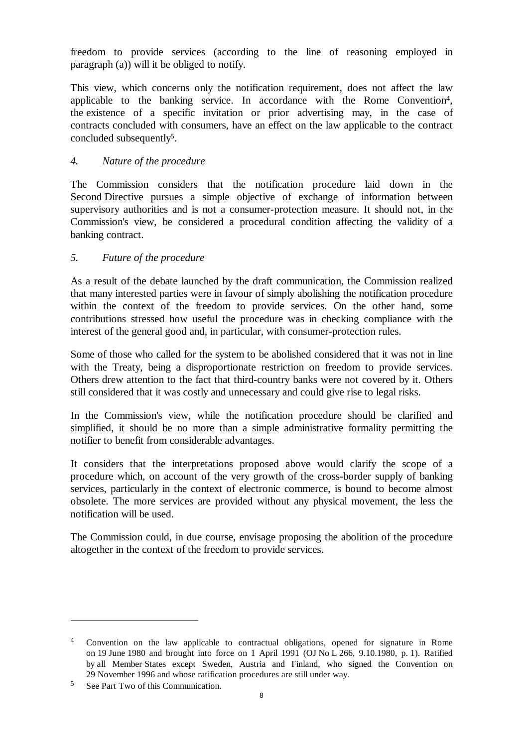freedom to provide services (according to the line of reasoning employed in paragraph (a)) will it be obliged to notify.

This view, which concerns only the notification requirement, does not affect the law applicable to the banking service. In accordance with the Rome Convention[4], the existence of a specific invitation or prior advertising may, in the case of contracts concluded with consumers, have an effect on the law applicable to the contract concluded subsequently[5].

### *4. Nature of the procedure*

The Commission considers that the notification procedure laid down in the Second Directive pursues a simple objective of exchange of information between supervisory authorities and is not a consumer-protection measure. It should not, in the Commission's view, be considered a procedural condition affecting the validity of a banking contract.

### *5. Future of the procedure*

As a result of the debate launched by the draft communication, the Commission realized that many interested parties were in favour of simply abolishing the notification procedure within the context of the freedom to provide services. On the other hand, some contributions stressed how useful the procedure was in checking compliance with the interest of the general good and, in particular, with consumer-protection rules.

Some of those who called for the system to be abolished considered that it was not in line with the Treaty, being a disproportionate restriction on freedom to provide services. Others drew attention to the fact that third-country banks were not covered by it. Others still considered that it was costly and unnecessary and could give rise to legal risks.

In the Commission's view, while the notification procedure should be clarified and simplified, it should be no more than a simple administrative formality permitting the notifier to benefit from considerable advantages.

It considers that the interpretations proposed above would clarify the scope of a procedure which, on account of the very growth of the cross-border supply of banking services, particularly in the context of electronic commerce, is bound to become almost obsolete. The more services are provided without any physical movement, the less the notification will be used.

The Commission could, in due course, envisage proposing the abolition of the procedure altogether in the context of the freedom to provide services.

---

[4] Convention on the law applicable to contractual obligations, opened for signature in Rome on 19 June 1980 and brought into force on 1 April 1991 (OJ No L 266, 9.10.1980, p. 1). Ratified by all Member States except Sweden, Austria and Finland, who signed the Convention on 29 November 1996 and whose ratification procedures are still under way.

[5] See Part Two of this Communication.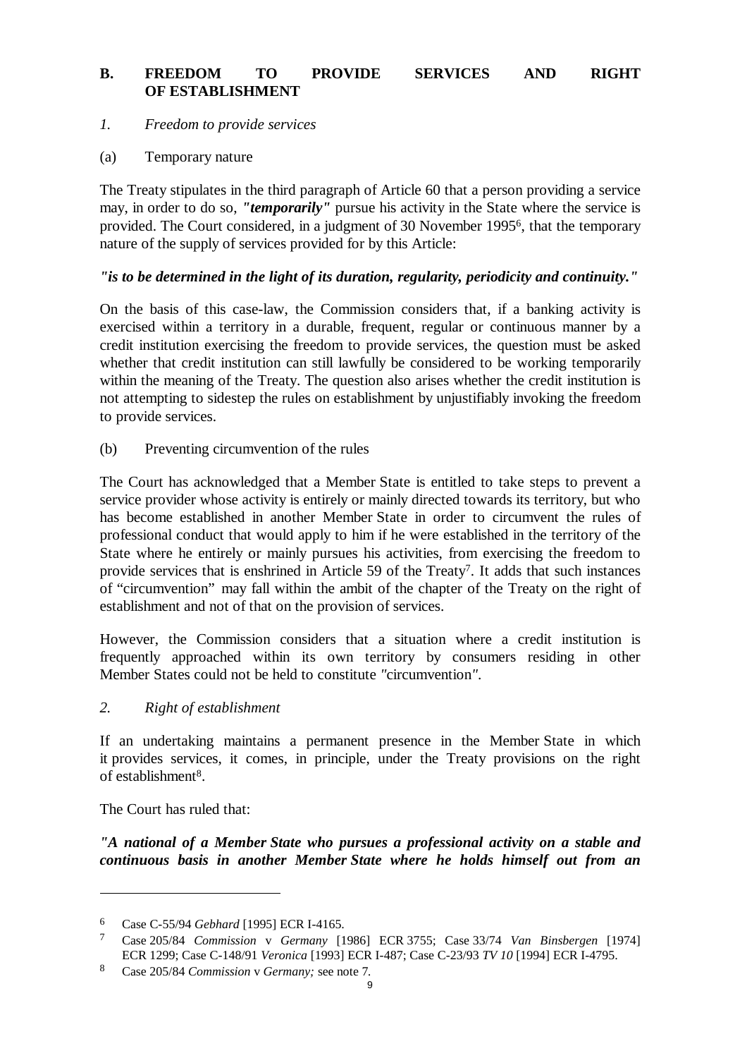## B. FREEDOM TO PROVIDE SERVICES AND RIGHT OF ESTABLISHMENT

### *1. Freedom to provide services*

#### (a) Temporary nature

The Treaty stipulates in the third paragraph of Article 60 that a person providing a service may, in order to do so, ***"temporarily"*** pursue his activity in the State where the service is provided. The Court considered, in a judgment of 30 November 1995[6], that the temporary nature of the supply of services provided for by this Article:

***"is to be determined in the light of its duration, regularity, periodicity and continuity."***

On the basis of this case-law, the Commission considers that, if a banking activity is exercised within a territory in a durable, frequent, regular or continuous manner by a credit institution exercising the freedom to provide services, the question must be asked whether that credit institution can still lawfully be considered to be working temporarily within the meaning of the Treaty. The question also arises whether the credit institution is not attempting to sidestep the rules on establishment by unjustifiably invoking the freedom to provide services.

#### (b) Preventing circumvention of the rules

The Court has acknowledged that a Member State is entitled to take steps to prevent a service provider whose activity is entirely or mainly directed towards its territory, but who has become established in another Member State in order to circumvent the rules of professional conduct that would apply to him if he were established in the territory of the State where he entirely or mainly pursues his activities, from exercising the freedom to provide services that is enshrined in Article 59 of the Treaty[7]. It adds that such instances of "circumvention" may fall within the ambit of the chapter of the Treaty on the right of establishment and not of that on the provision of services.

However, the Commission considers that a situation where a credit institution is frequently approached within its own territory by consumers residing in other Member States could not be held to constitute "circumvention".

### *2. Right of establishment*

If an undertaking maintains a permanent presence in the Member State in which it provides services, it comes, in principle, under the Treaty provisions on the right of establishment[8].

The Court has ruled that:

***"A national of a Member State who pursues a professional activity on a stable and continuous basis in another Member State where he holds himself out from an***

---

[6] Case C-55/94 *Gebhard* [1995] ECR I-4165.

[7] Case 205/84 *Commission* v *Germany* [1986] ECR 3755; Case 33/74 *Van Binsbergen* [1974] ECR 1299; Case C-148/91 *Veronica* [1993] ECR I-487; Case C-23/93 *TV 10* [1994] ECR I-4795.

[8] Case 205/84 *Commission* v *Germany;* see note 7.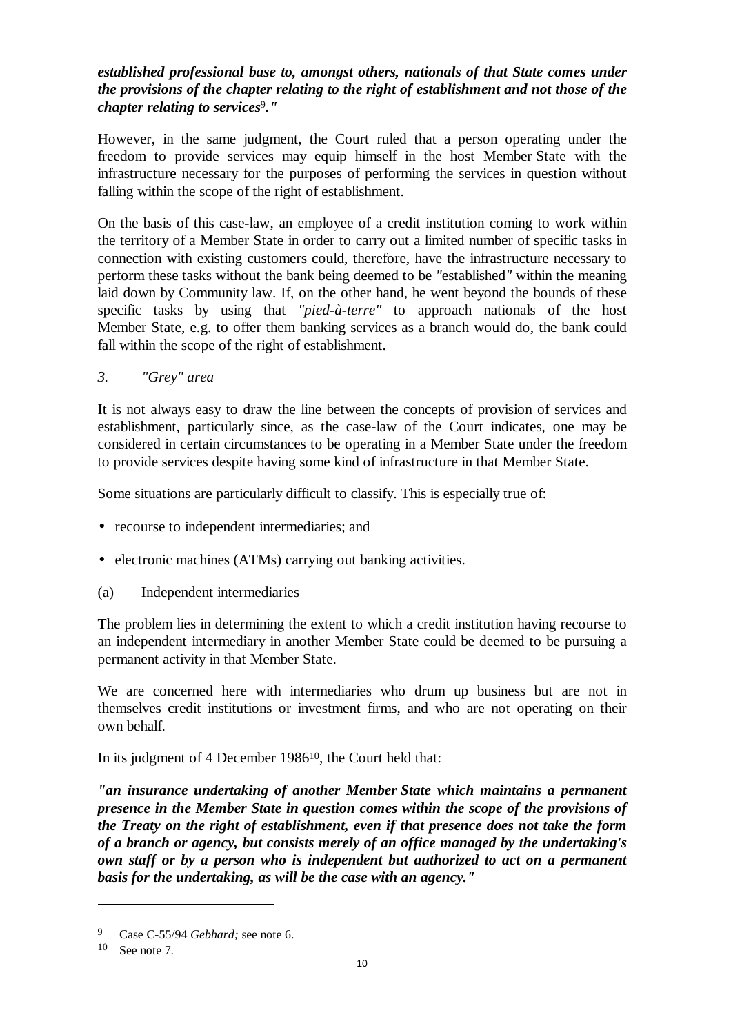***established professional base to, amongst others, nationals of that State comes under the provisions of the chapter relating to the right of establishment and not those of the chapter relating to services*[9]."**

However, in the same judgment, the Court ruled that a person operating under the freedom to provide services may equip himself in the host Member State with the infrastructure necessary for the purposes of performing the services in question without falling within the scope of the right of establishment.

On the basis of this case-law, an employee of a credit institution coming to work within the territory of a Member State in order to carry out a limited number of specific tasks in connection with existing customers could, therefore, have the infrastructure necessary to perform these tasks without the bank being deemed to be "established" within the meaning laid down by Community law. If, on the other hand, he went beyond the bounds of these specific tasks by using that *"pied-à-terre"* to approach nationals of the host Member State, e.g. to offer them banking services as a branch would do, the bank could fall within the scope of the right of establishment.

### *3. "Grey" area*

It is not always easy to draw the line between the concepts of provision of services and establishment, particularly since, as the case-law of the Court indicates, one may be considered in certain circumstances to be operating in a Member State under the freedom to provide services despite having some kind of infrastructure in that Member State.

Some situations are particularly difficult to classify. This is especially true of:

- recourse to independent intermediaries; and
- electronic machines (ATMs) carrying out banking activities.

#### (a) Independent intermediaries

The problem lies in determining the extent to which a credit institution having recourse to an independent intermediary in another Member State could be deemed to be pursuing a permanent activity in that Member State.

We are concerned here with intermediaries who drum up business but are not in themselves credit institutions or investment firms, and who are not operating on their own behalf.

In its judgment of 4 December 1986[10], the Court held that:

***"an insurance undertaking of another Member State which maintains a permanent presence in the Member State in question comes within the scope of the provisions of the Treaty on the right of establishment, even if that presence does not take the form of a branch or agency, but consists merely of an office managed by the undertaking's own staff or by a person who is independent but authorized to act on a permanent basis for the undertaking, as will be the case with an agency."***

---

[9] Case C-55/94 *Gebhard;* see note 6.

[10] See note 7.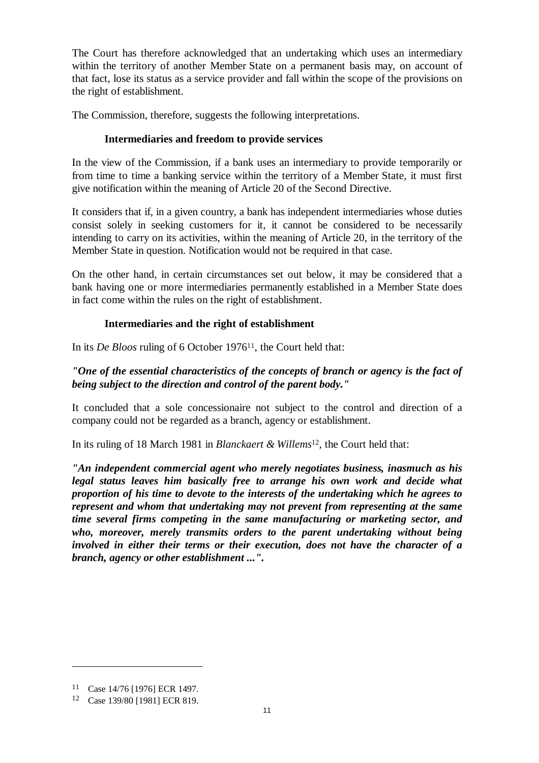The Court has therefore acknowledged that an undertaking which uses an intermediary within the territory of another Member State on a permanent basis may, on account of that fact, lose its status as a service provider and fall within the scope of the provisions on the right of establishment.

The Commission, therefore, suggests the following interpretations.

**Intermediaries and freedom to provide services**

In the view of the Commission, if a bank uses an intermediary to provide temporarily or from time to time a banking service within the territory of a Member State, it must first give notification within the meaning of Article 20 of the Second Directive.

It considers that if, in a given country, a bank has independent intermediaries whose duties consist solely in seeking customers for it, it cannot be considered to be necessarily intending to carry on its activities, within the meaning of Article 20, in the territory of the Member State in question. Notification would not be required in that case.

On the other hand, in certain circumstances set out below, it may be considered that a bank having one or more intermediaries permanently established in a Member State does in fact come within the rules on the right of establishment.

**Intermediaries and the right of establishment**

In its *De Bloos* ruling of 6 October 1976[11], the Court held that:

***"One of the essential characteristics of the concepts of branch or agency is the fact of being subject to the direction and control of the parent body."***

It concluded that a sole concessionaire not subject to the control and direction of a company could not be regarded as a branch, agency or establishment.

In its ruling of 18 March 1981 in *Blanckaert & Willems*[12], the Court held that:

***"An independent commercial agent who merely negotiates business, inasmuch as his legal status leaves him basically free to arrange his own work and decide what proportion of his time to devote to the interests of the undertaking which he agrees to represent and whom that undertaking may not prevent from representing at the same time several firms competing in the same manufacturing or marketing sector, and who, moreover, merely transmits orders to the parent undertaking without being involved in either their terms or their execution, does not have the character of a branch, agency or other establishment ...".***

---

[11] Case 14/76 [1976] ECR 1497.

[12] Case 139/80 [1981] ECR 819.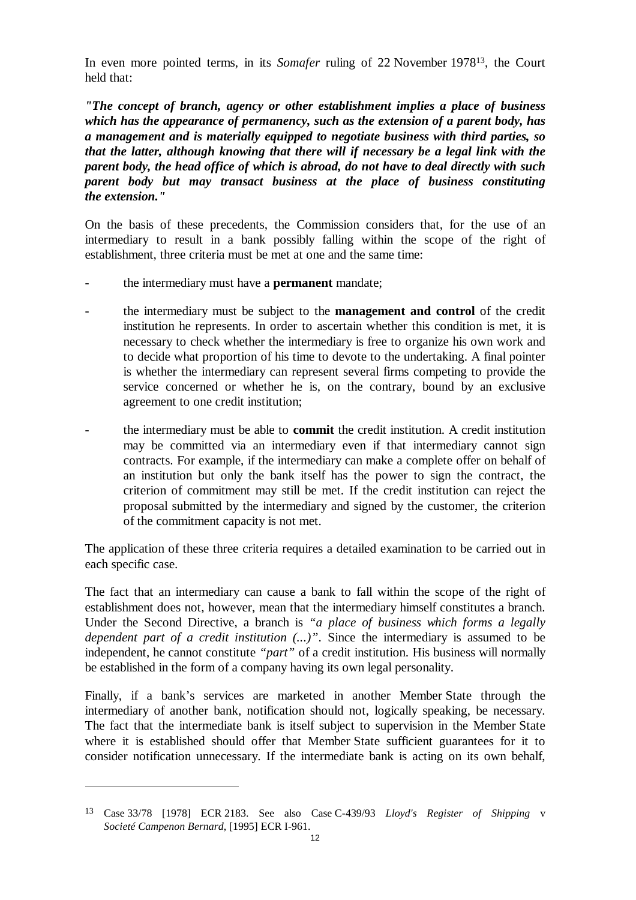In even more pointed terms, in its *Somafer* ruling of 22 November 1978[13], the Court held that:

***"The concept of branch, agency or other establishment implies a place of business which has the appearance of permanency, such as the extension of a parent body, has a management and is materially equipped to negotiate business with third parties, so that the latter, although knowing that there will if necessary be a legal link with the parent body, the head office of which is abroad, do not have to deal directly with such parent body but may transact business at the place of business constituting the extension."***

On the basis of these precedents, the Commission considers that, for the use of an intermediary to result in a bank possibly falling within the scope of the right of establishment, three criteria must be met at one and the same time:

- the intermediary must have a **permanent** mandate;
- the intermediary must be subject to the **management and control** of the credit institution he represents. In order to ascertain whether this condition is met, it is necessary to check whether the intermediary is free to organize his own work and to decide what proportion of his time to devote to the undertaking. A final pointer is whether the intermediary can represent several firms competing to provide the service concerned or whether he is, on the contrary, bound by an exclusive agreement to one credit institution;
- the intermediary must be able to **commit** the credit institution. A credit institution may be committed via an intermediary even if that intermediary cannot sign contracts. For example, if the intermediary can make a complete offer on behalf of an institution but only the bank itself has the power to sign the contract, the criterion of commitment may still be met. If the credit institution can reject the proposal submitted by the intermediary and signed by the customer, the criterion of the commitment capacity is not met.

The application of these three criteria requires a detailed examination to be carried out in each specific case.

The fact that an intermediary can cause a bank to fall within the scope of the right of establishment does not, however, mean that the intermediary himself constitutes a branch. Under the Second Directive, a branch is *"a place of business which forms a legally dependent part of a credit institution (...)"*. Since the intermediary is assumed to be independent, he cannot constitute *"part"* of a credit institution. His business will normally be established in the form of a company having its own legal personality.

Finally, if a bank's services are marketed in another Member State through the intermediary of another bank, notification should not, logically speaking, be necessary. The fact that the intermediate bank is itself subject to supervision in the Member State where it is established should offer that Member State sufficient guarantees for it to consider notification unnecessary. If the intermediate bank is acting on its own behalf,

---

[13] Case 33/78 [1978] ECR 2183. See also Case C-439/93 *Lloyd's Register of Shipping* v *Societé Campenon Bernard*, [1995] ECR I-961.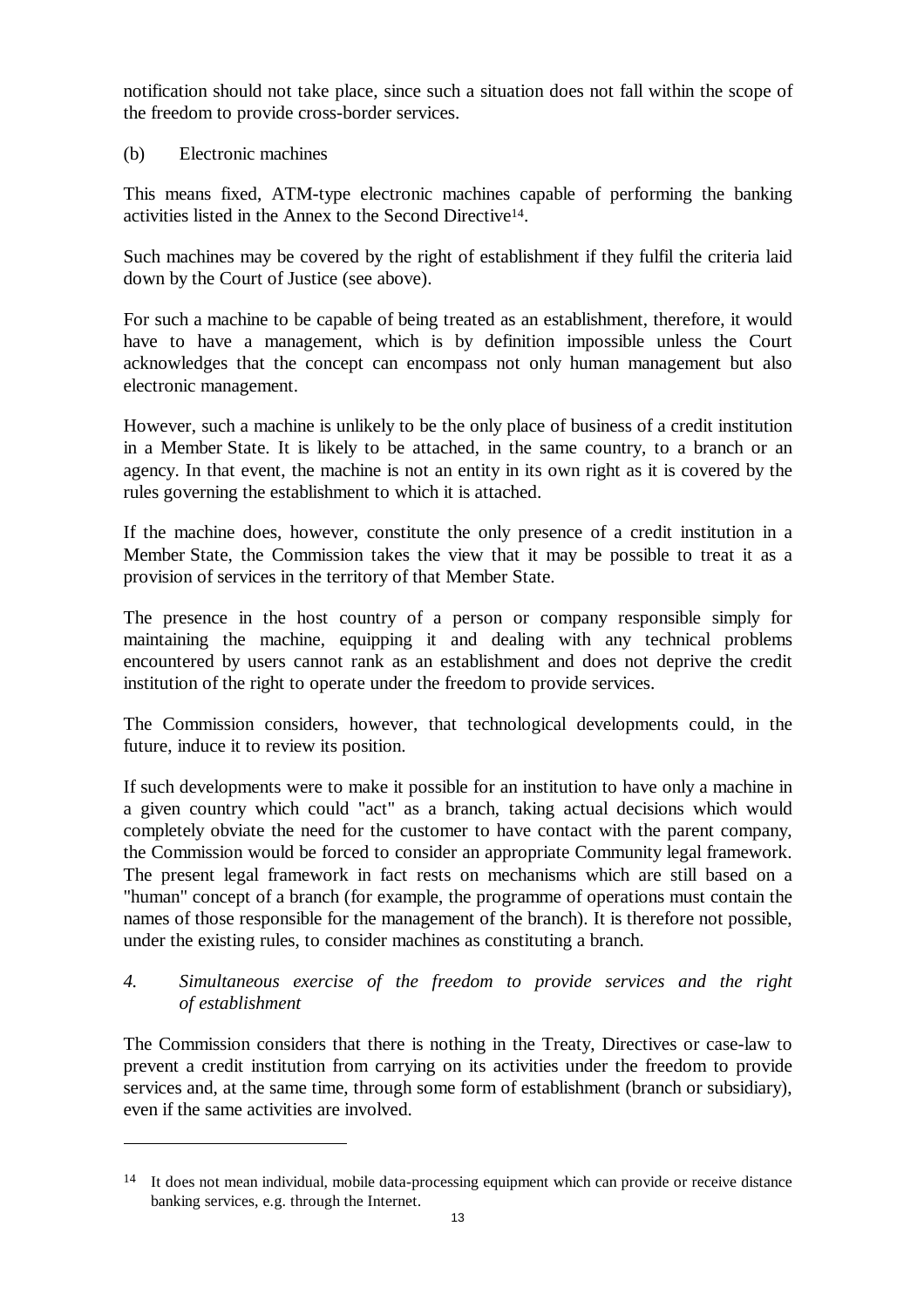notification should not take place, since such a situation does not fall within the scope of the freedom to provide cross-border services.

(b) Electronic machines

This means fixed, ATM-type electronic machines capable of performing the banking activities listed in the Annex to the Second Directive[14].

Such machines may be covered by the right of establishment if they fulfil the criteria laid down by the Court of Justice (see above).

For such a machine to be capable of being treated as an establishment, therefore, it would have to have a management, which is by definition impossible unless the Court acknowledges that the concept can encompass not only human management but also electronic management.

However, such a machine is unlikely to be the only place of business of a credit institution in a Member State. It is likely to be attached, in the same country, to a branch or an agency. In that event, the machine is not an entity in its own right as it is covered by the rules governing the establishment to which it is attached.

If the machine does, however, constitute the only presence of a credit institution in a Member State, the Commission takes the view that it may be possible to treat it as a provision of services in the territory of that Member State.

The presence in the host country of a person or company responsible simply for maintaining the machine, equipping it and dealing with any technical problems encountered by users cannot rank as an establishment and does not deprive the credit institution of the right to operate under the freedom to provide services.

The Commission considers, however, that technological developments could, in the future, induce it to review its position.

If such developments were to make it possible for an institution to have only a machine in a given country which could "act" as a branch, taking actual decisions which would completely obviate the need for the customer to have contact with the parent company, the Commission would be forced to consider an appropriate Community legal framework. The present legal framework in fact rests on mechanisms which are still based on a "human" concept of a branch (for example, the programme of operations must contain the names of those responsible for the management of the branch). It is therefore not possible, under the existing rules, to consider machines as constituting a branch.

*4. Simultaneous exercise of the freedom to provide services and the right of establishment*

The Commission considers that there is nothing in the Treaty, Directives or case-law to prevent a credit institution from carrying on its activities under the freedom to provide services and, at the same time, through some form of establishment (branch or subsidiary), even if the same activities are involved.

---

[14] It does not mean individual, mobile data-processing equipment which can provide or receive distance banking services, e.g. through the Internet.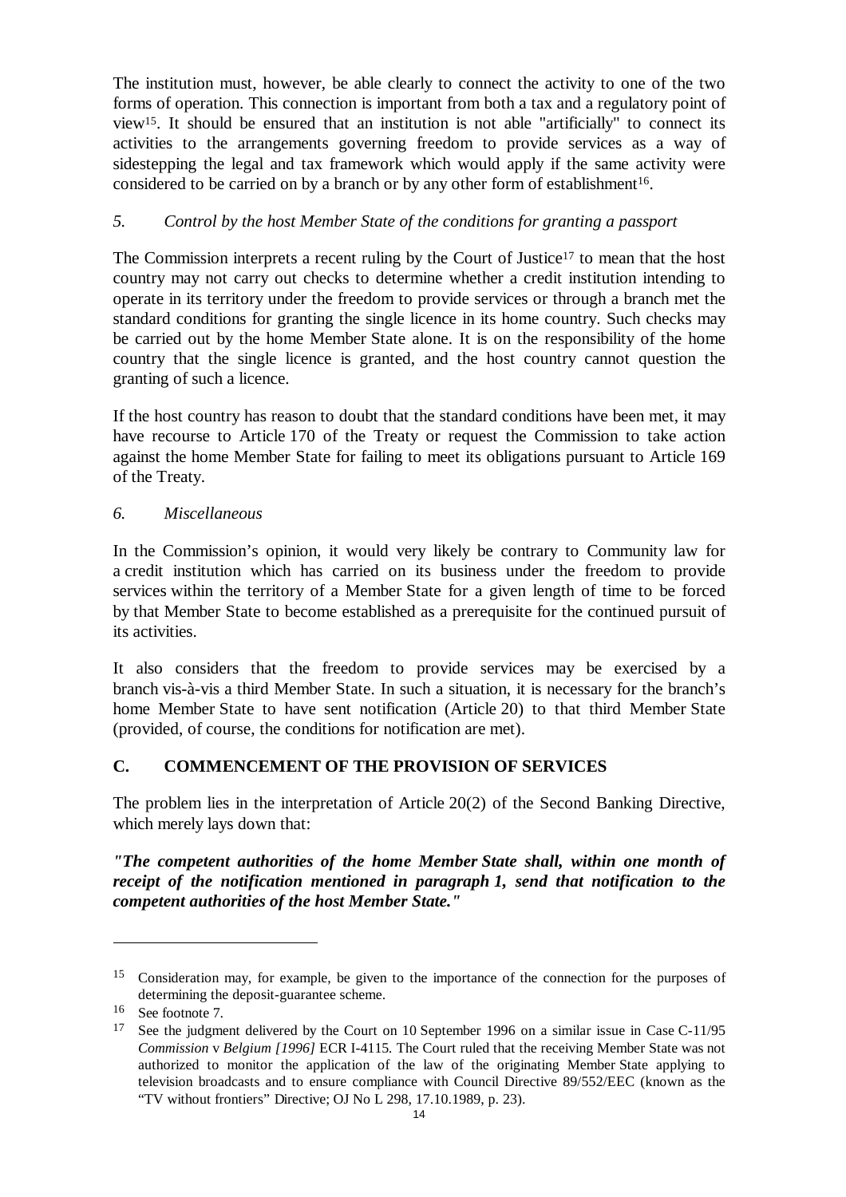The institution must, however, be able clearly to connect the activity to one of the two forms of operation. This connection is important from both a tax and a regulatory point of view[15]. It should be ensured that an institution is not able "artificially" to connect its activities to the arrangements governing freedom to provide services as a way of sidestepping the legal and tax framework which would apply if the same activity were considered to be carried on by a branch or by any other form of establishment[16].

### *5. Control by the host Member State of the conditions for granting a passport*

The Commission interprets a recent ruling by the Court of Justice[17] to mean that the host country may not carry out checks to determine whether a credit institution intending to operate in its territory under the freedom to provide services or through a branch met the standard conditions for granting the single licence in its home country. Such checks may be carried out by the home Member State alone. It is on the responsibility of the home country that the single licence is granted, and the host country cannot question the granting of such a licence.

If the host country has reason to doubt that the standard conditions have been met, it may have recourse to Article 170 of the Treaty or request the Commission to take action against the home Member State for failing to meet its obligations pursuant to Article 169 of the Treaty.

### *6. Miscellaneous*

In the Commission's opinion, it would very likely be contrary to Community law for a credit institution which has carried on its business under the freedom to provide services within the territory of a Member State for a given length of time to be forced by that Member State to become established as a prerequisite for the continued pursuit of its activities.

It also considers that the freedom to provide services may be exercised by a branch vis-à-vis a third Member State. In such a situation, it is necessary for the branch's home Member State to have sent notification (Article 20) to that third Member State (provided, of course, the conditions for notification are met).

## C. COMMENCEMENT OF THE PROVISION OF SERVICES

The problem lies in the interpretation of Article 20(2) of the Second Banking Directive, which merely lays down that:

***"The competent authorities of the home Member State shall, within one month of receipt of the notification mentioned in paragraph 1, send that notification to the competent authorities of the host Member State."***

---

[15] Consideration may, for example, be given to the importance of the connection for the purposes of determining the deposit-guarantee scheme.

[16] See footnote 7.

[17] See the judgment delivered by the Court on 10 September 1996 on a similar issue in Case C-11/95 *Commission* v *Belgium [1996]* ECR I-4115. The Court ruled that the receiving Member State was not authorized to monitor the application of the law of the originating Member State applying to television broadcasts and to ensure compliance with Council Directive 89/552/EEC (known as the "TV without frontiers" Directive; OJ No L 298, 17.10.1989, p. 23).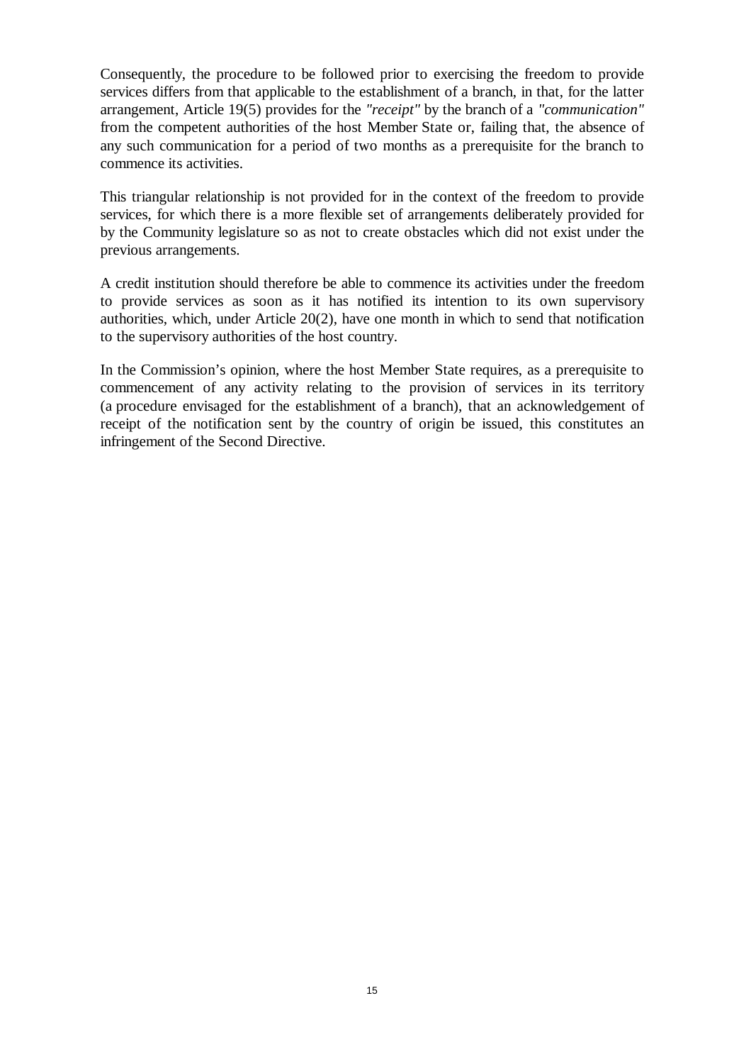Consequently, the procedure to be followed prior to exercising the freedom to provide services differs from that applicable to the establishment of a branch, in that, for the latter arrangement, Article 19(5) provides for the *"receipt"* by the branch of a *"communication"* from the competent authorities of the host Member State or, failing that, the absence of any such communication for a period of two months as a prerequisite for the branch to commence its activities.

This triangular relationship is not provided for in the context of the freedom to provide services, for which there is a more flexible set of arrangements deliberately provided for by the Community legislature so as not to create obstacles which did not exist under the previous arrangements.

A credit institution should therefore be able to commence its activities under the freedom to provide services as soon as it has notified its intention to its own supervisory authorities, which, under Article 20(2), have one month in which to send that notification to the supervisory authorities of the host country.

In the Commission's opinion, where the host Member State requires, as a prerequisite to commencement of any activity relating to the provision of services in its territory (a procedure envisaged for the establishment of a branch), that an acknowledgement of receipt of the notification sent by the country of origin be issued, this constitutes an infringement of the Second Directive.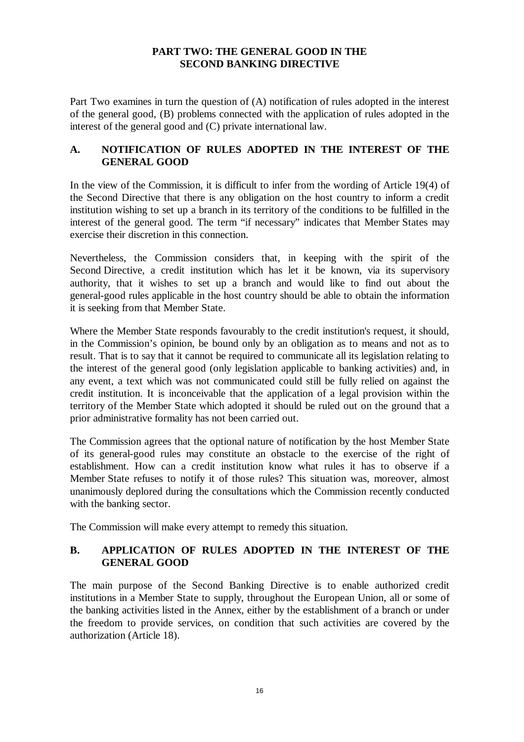## PART TWO: THE GENERAL GOOD IN THE SECOND BANKING DIRECTIVE

Part Two examines in turn the question of (A) notification of rules adopted in the interest of the general good, (B) problems connected with the application of rules adopted in the interest of the general good and (C) private international law.

### A. NOTIFICATION OF RULES ADOPTED IN THE INTEREST OF THE GENERAL GOOD

In the view of the Commission, it is difficult to infer from the wording of Article 19(4) of the Second Directive that there is any obligation on the host country to inform a credit institution wishing to set up a branch in its territory of the conditions to be fulfilled in the interest of the general good. The term "if necessary" indicates that Member States may exercise their discretion in this connection.

Nevertheless, the Commission considers that, in keeping with the spirit of the Second Directive, a credit institution which has let it be known, via its supervisory authority, that it wishes to set up a branch and would like to find out about the general-good rules applicable in the host country should be able to obtain the information it is seeking from that Member State.

Where the Member State responds favourably to the credit institution's request, it should, in the Commission's opinion, be bound only by an obligation as to means and not as to result. That is to say that it cannot be required to communicate all its legislation relating to the interest of the general good (only legislation applicable to banking activities) and, in any event, a text which was not communicated could still be fully relied on against the credit institution. It is inconceivable that the application of a legal provision within the territory of the Member State which adopted it should be ruled out on the ground that a prior administrative formality has not been carried out.

The Commission agrees that the optional nature of notification by the host Member State of its general-good rules may constitute an obstacle to the exercise of the right of establishment. How can a credit institution know what rules it has to observe if a Member State refuses to notify it of those rules? This situation was, moreover, almost unanimously deplored during the consultations which the Commission recently conducted with the banking sector.

The Commission will make every attempt to remedy this situation.

### B. APPLICATION OF RULES ADOPTED IN THE INTEREST OF THE GENERAL GOOD

The main purpose of the Second Banking Directive is to enable authorized credit institutions in a Member State to supply, throughout the European Union, all or some of the banking activities listed in the Annex, either by the establishment of a branch or under the freedom to provide services, on condition that such activities are covered by the authorization (Article 18).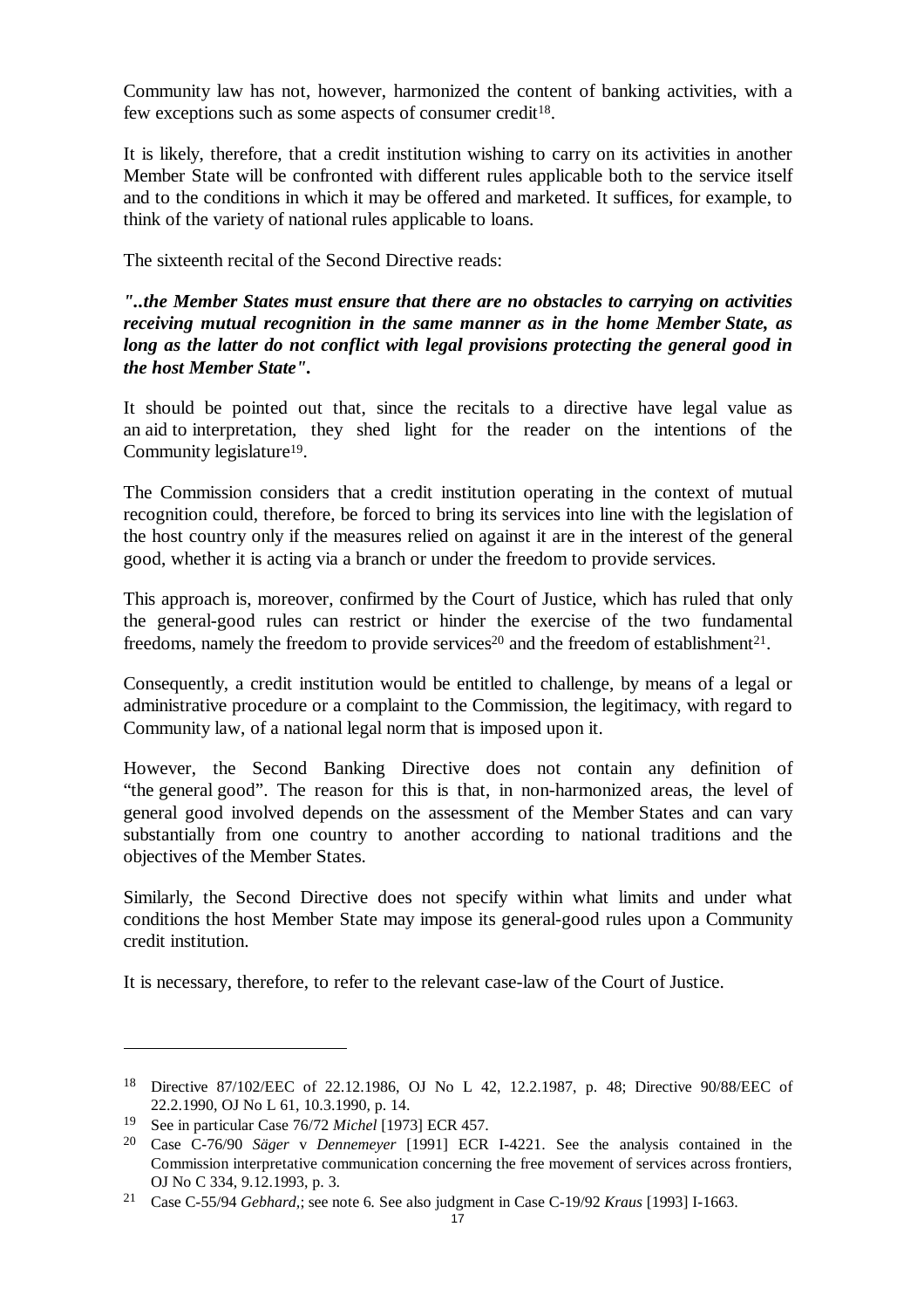Community law has not, however, harmonized the content of banking activities, with a few exceptions such as some aspects of consumer credit[18].

It is likely, therefore, that a credit institution wishing to carry on its activities in another Member State will be confronted with different rules applicable both to the service itself and to the conditions in which it may be offered and marketed. It suffices, for example, to think of the variety of national rules applicable to loans.

The sixteenth recital of the Second Directive reads:

***"..the Member States must ensure that there are no obstacles to carrying on activities receiving mutual recognition in the same manner as in the home Member State, as long as the latter do not conflict with legal provisions protecting the general good in the host Member State".***

It should be pointed out that, since the recitals to a directive have legal value as an aid to interpretation, they shed light for the reader on the intentions of the Community legislature[19].

The Commission considers that a credit institution operating in the context of mutual recognition could, therefore, be forced to bring its services into line with the legislation of the host country only if the measures relied on against it are in the interest of the general good, whether it is acting via a branch or under the freedom to provide services.

This approach is, moreover, confirmed by the Court of Justice, which has ruled that only the general-good rules can restrict or hinder the exercise of the two fundamental freedoms, namely the freedom to provide services[20] and the freedom of establishment[21].

Consequently, a credit institution would be entitled to challenge, by means of a legal or administrative procedure or a complaint to the Commission, the legitimacy, with regard to Community law, of a national legal norm that is imposed upon it.

However, the Second Banking Directive does not contain any definition of "the general good". The reason for this is that, in non-harmonized areas, the level of general good involved depends on the assessment of the Member States and can vary substantially from one country to another according to national traditions and the objectives of the Member States.

Similarly, the Second Directive does not specify within what limits and under what conditions the host Member State may impose its general-good rules upon a Community credit institution.

It is necessary, therefore, to refer to the relevant case-law of the Court of Justice.

---

[18] Directive 87/102/EEC of 22.12.1986, OJ No L 42, 12.2.1987, p. 48; Directive 90/88/EEC of 22.2.1990, OJ No L 61, 10.3.1990, p. 14.

[19] See in particular Case 76/72 *Michel* [1973] ECR 457.

[20] Case C-76/90 *Säger* v *Dennemeyer* [1991] ECR I-4221. See the analysis contained in the Commission interpretative communication concerning the free movement of services across frontiers, OJ No C 334, 9.12.1993, p. 3.

[21] Case C-55/94 *Gebhard,*; see note 6. See also judgment in Case C-19/92 *Kraus* [1993] I-1663.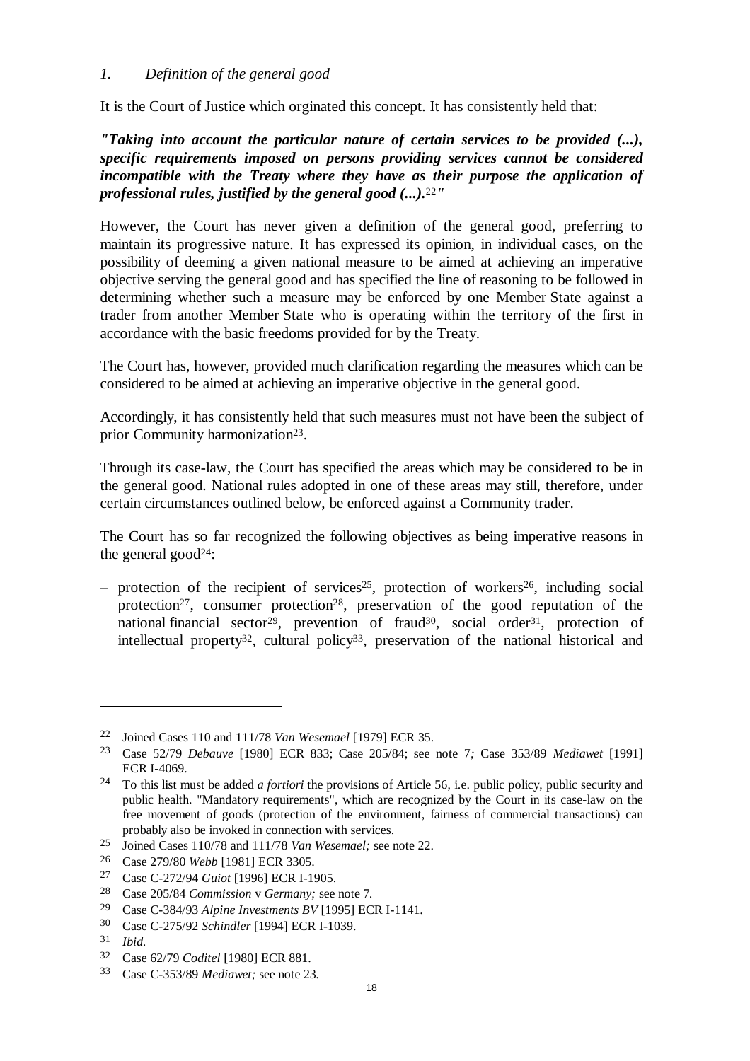*1. Definition of the general good*

It is the Court of Justice which orginated this concept. It has consistently held that:

***"Taking into account the particular nature of certain services to be provided (...), specific requirements imposed on persons providing services cannot be considered incompatible with the Treaty where they have as their purpose the application of professional rules, justified by the general good (...).***[22]***"***

However, the Court has never given a definition of the general good, preferring to maintain its progressive nature. It has expressed its opinion, in individual cases, on the possibility of deeming a given national measure to be aimed at achieving an imperative objective serving the general good and has specified the line of reasoning to be followed in determining whether such a measure may be enforced by one Member State against a trader from another Member State who is operating within the territory of the first in accordance with the basic freedoms provided for by the Treaty.

The Court has, however, provided much clarification regarding the measures which can be considered to be aimed at achieving an imperative objective in the general good.

Accordingly, it has consistently held that such measures must not have been the subject of prior Community harmonization[23].

Through its case-law, the Court has specified the areas which may be considered to be in the general good. National rules adopted in one of these areas may still, therefore, under certain circumstances outlined below, be enforced against a Community trader.

The Court has so far recognized the following objectives as being imperative reasons in the general good[24]:

– protection of the recipient of services[25], protection of workers[26], including social protection[27], consumer protection[28], preservation of the good reputation of the national financial sector[29], prevention of fraud[30], social order[31], protection of intellectual property[32], cultural policy[33], preservation of the national historical and

---

[22] Joined Cases 110 and 111/78 *Van Wesemael* [1979] ECR 35.

[23] Case 52/79 *Debauve* [1980] ECR 833; Case 205/84; see note 7*;* Case 353/89 *Mediawet* [1991] ECR I-4069.

[24] To this list must be added *a fortiori* the provisions of Article 56, i.e. public policy, public security and public health. "Mandatory requirements", which are recognized by the Court in its case-law on the free movement of goods (protection of the environment, fairness of commercial transactions) can probably also be invoked in connection with services.

[25] Joined Cases 110/78 and 111/78 *Van Wesemael;* see note 22.

[26] Case 279/80 *Webb* [1981] ECR 3305.

[27] Case C-272/94 *Guiot* [1996] ECR I-1905.

[28] Case 205/84 *Commission* v *Germany;* see note 7.

[29] Case C-384/93 *Alpine Investments BV* [1995] ECR I-1141.

[30] Case C-275/92 *Schindler* [1994] ECR I-1039.

[31] *Ibid.*

[32] Case 62/79 *Coditel* [1980] ECR 881.

[33] Case C-353/89 *Mediawet;* see note 23.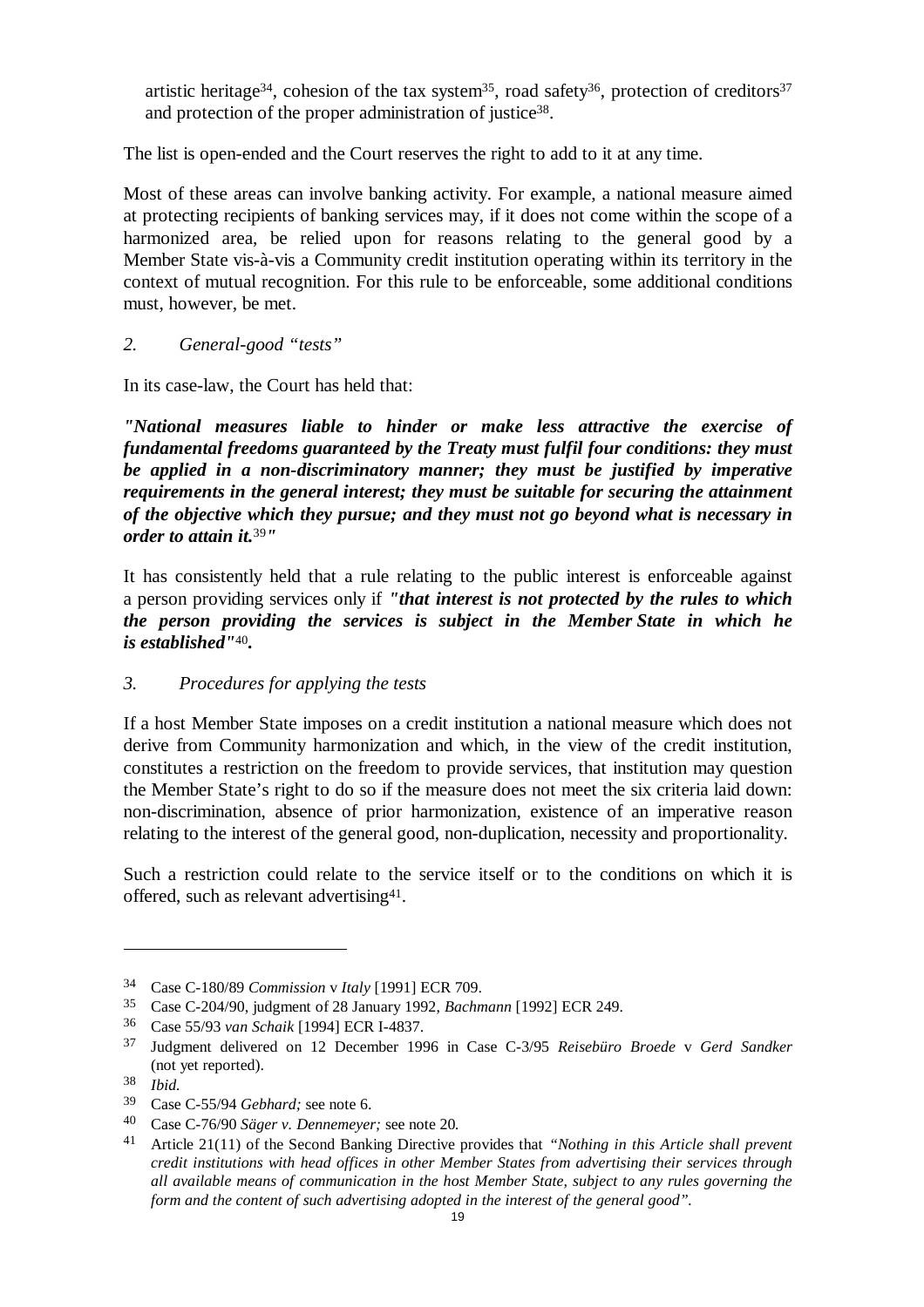artistic heritage[34], cohesion of the tax system[35], road safety[36], protection of creditors[37] and protection of the proper administration of justice[38].

The list is open-ended and the Court reserves the right to add to it at any time.

Most of these areas can involve banking activity. For example, a national measure aimed at protecting recipients of banking services may, if it does not come within the scope of a harmonized area, be relied upon for reasons relating to the general good by a Member State vis-à-vis a Community credit institution operating within its territory in the context of mutual recognition. For this rule to be enforceable, some additional conditions must, however, be met.

### *2. General-good "tests"*

In its case-law, the Court has held that:

***"National measures liable to hinder or make less attractive the exercise of fundamental freedoms guaranteed by the Treaty must fulfil four conditions: they must be applied in a non-discriminatory manner; they must be justified by imperative requirements in the general interest; they must be suitable for securing the attainment of the objective which they pursue; and they must not go beyond what is necessary in order to attain it.***[39]***"***

It has consistently held that a rule relating to the public interest is enforceable against a person providing services only if ***"that interest is not protected by the rules to which the person providing the services is subject in the Member State in which he is established"***[40]**.**

### *3. Procedures for applying the tests*

If a host Member State imposes on a credit institution a national measure which does not derive from Community harmonization and which, in the view of the credit institution, constitutes a restriction on the freedom to provide services, that institution may question the Member State's right to do so if the measure does not meet the six criteria laid down: non-discrimination, absence of prior harmonization, existence of an imperative reason relating to the interest of the general good, non-duplication, necessity and proportionality.

Such a restriction could relate to the service itself or to the conditions on which it is offered, such as relevant advertising[41].

---

[34] Case C-180/89 *Commission* v *Italy* [1991] ECR 709.

[35] Case C-204/90, judgment of 28 January 1992, *Bachmann* [1992] ECR 249.

[36] Case 55/93 *van Schaik* [1994] ECR I-4837.

[37] Judgment delivered on 12 December 1996 in Case C-3/95 *Reisebüro Broede* v *Gerd Sandker* (not yet reported).

[38] *Ibid.*

[39] Case C-55/94 *Gebhard;* see note 6.

[40] Case C-76/90 *Säger v. Dennemeyer;* see note 20.

[41] Article 21(11) of the Second Banking Directive provides that *"Nothing in this Article shall prevent credit institutions with head offices in other Member States from advertising their services through all available means of communication in the host Member State, subject to any rules governing the form and the content of such advertising adopted in the interest of the general good".*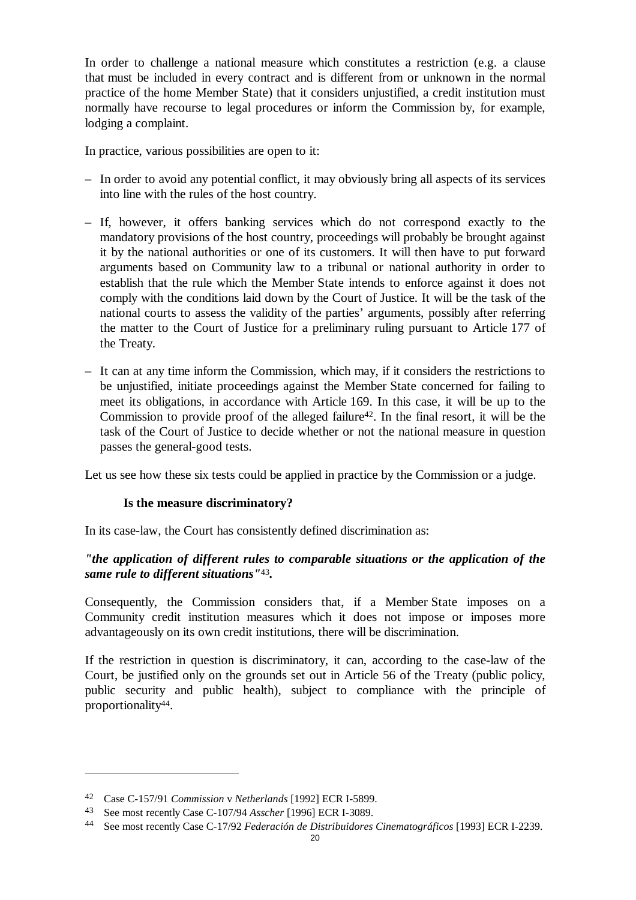In order to challenge a national measure which constitutes a restriction (e.g. a clause that must be included in every contract and is different from or unknown in the normal practice of the home Member State) that it considers unjustified, a credit institution must normally have recourse to legal procedures or inform the Commission by, for example, lodging a complaint.

In practice, various possibilities are open to it:

– In order to avoid any potential conflict, it may obviously bring all aspects of its services into line with the rules of the host country.

– If, however, it offers banking services which do not correspond exactly to the mandatory provisions of the host country, proceedings will probably be brought against it by the national authorities or one of its customers. It will then have to put forward arguments based on Community law to a tribunal or national authority in order to establish that the rule which the Member State intends to enforce against it does not comply with the conditions laid down by the Court of Justice. It will be the task of the national courts to assess the validity of the parties' arguments, possibly after referring the matter to the Court of Justice for a preliminary ruling pursuant to Article 177 of the Treaty.

– It can at any time inform the Commission, which may, if it considers the restrictions to be unjustified, initiate proceedings against the Member State concerned for failing to meet its obligations, in accordance with Article 169. In this case, it will be up to the Commission to provide proof of the alleged failure[42]. In the final resort, it will be the task of the Court of Justice to decide whether or not the national measure in question passes the general-good tests.

Let us see how these six tests could be applied in practice by the Commission or a judge.

### Is the measure discriminatory?

In its case-law, the Court has consistently defined discrimination as:

***"the application of different rules to comparable situations or the application of the same rule to different situations"*[43].**

Consequently, the Commission considers that, if a Member State imposes on a Community credit institution measures which it does not impose or imposes more advantageously on its own credit institutions, there will be discrimination.

If the restriction in question is discriminatory, it can, according to the case-law of the Court, be justified only on the grounds set out in Article 56 of the Treaty (public policy, public security and public health), subject to compliance with the principle of proportionality[44].

---

[42] Case C-157/91 *Commission* v *Netherlands* [1992] ECR I-5899.

[43] See most recently Case C-107/94 *Asscher* [1996] ECR I-3089.

[44] See most recently Case C-17/92 *Federación de Distribuidores Cinematográficos* [1993] ECR I-2239.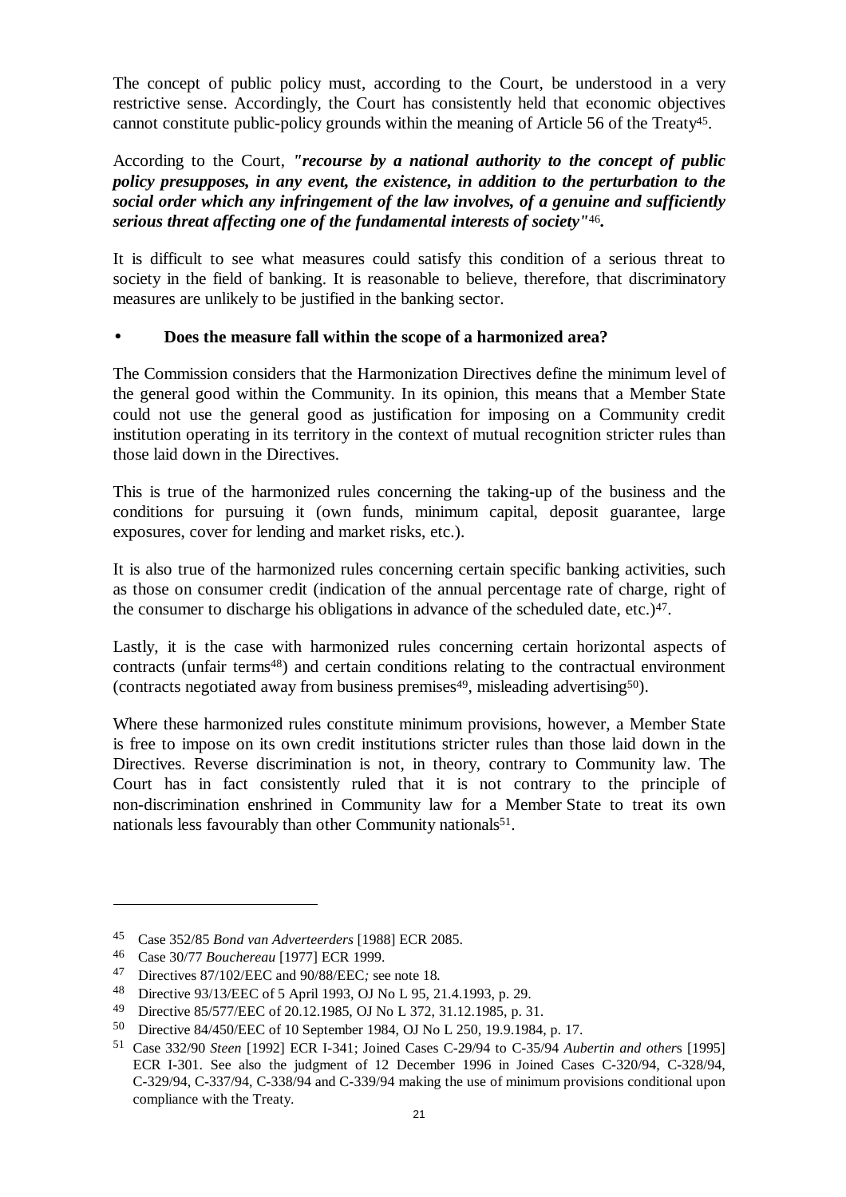The concept of public policy must, according to the Court, be understood in a very restrictive sense. Accordingly, the Court has consistently held that economic objectives cannot constitute public-policy grounds within the meaning of Article 56 of the Treaty[45].

According to the Court, ***"recourse by a national authority to the concept of public policy presupposes, in any event, the existence, in addition to the perturbation to the social order which any infringement of the law involves, of a genuine and sufficiently serious threat affecting one of the fundamental interests of society"***[46].

It is difficult to see what measures could satisfy this condition of a serious threat to society in the field of banking. It is reasonable to believe, therefore, that discriminatory measures are unlikely to be justified in the banking sector.

- **Does the measure fall within the scope of a harmonized area?**

The Commission considers that the Harmonization Directives define the minimum level of the general good within the Community. In its opinion, this means that a Member State could not use the general good as justification for imposing on a Community credit institution operating in its territory in the context of mutual recognition stricter rules than those laid down in the Directives.

This is true of the harmonized rules concerning the taking-up of the business and the conditions for pursuing it (own funds, minimum capital, deposit guarantee, large exposures, cover for lending and market risks, etc.).

It is also true of the harmonized rules concerning certain specific banking activities, such as those on consumer credit (indication of the annual percentage rate of charge, right of the consumer to discharge his obligations in advance of the scheduled date, etc.)[47].

Lastly, it is the case with harmonized rules concerning certain horizontal aspects of contracts (unfair terms[48]) and certain conditions relating to the contractual environment (contracts negotiated away from business premises[49], misleading advertising[50]).

Where these harmonized rules constitute minimum provisions, however, a Member State is free to impose on its own credit institutions stricter rules than those laid down in the Directives. Reverse discrimination is not, in theory, contrary to Community law. The Court has in fact consistently ruled that it is not contrary to the principle of non-discrimination enshrined in Community law for a Member State to treat its own nationals less favourably than other Community nationals[51].

---

[45] Case 352/85 *Bond van Adverteerders* [1988] ECR 2085.

[46] Case 30/77 *Bouchereau* [1977] ECR 1999.

[47] Directives 87/102/EEC and 90/88/EEC*;* see note 18.

[48] Directive 93/13/EEC of 5 April 1993, OJ No L 95, 21.4.1993, p. 29.

[49] Directive 85/577/EEC of 20.12.1985, OJ No L 372, 31.12.1985, p. 31.

[50] Directive 84/450/EEC of 10 September 1984, OJ No L 250, 19.9.1984, p. 17.

[51] Case 332/90 *Steen* [1992] ECR I-341; Joined Cases C-29/94 to C-35/94 *Aubertin and others* [1995] ECR I-301. See also the judgment of 12 December 1996 in Joined Cases C-320/94, C-328/94, C-329/94, C-337/94, C-338/94 and C-339/94 making the use of minimum provisions conditional upon compliance with the Treaty.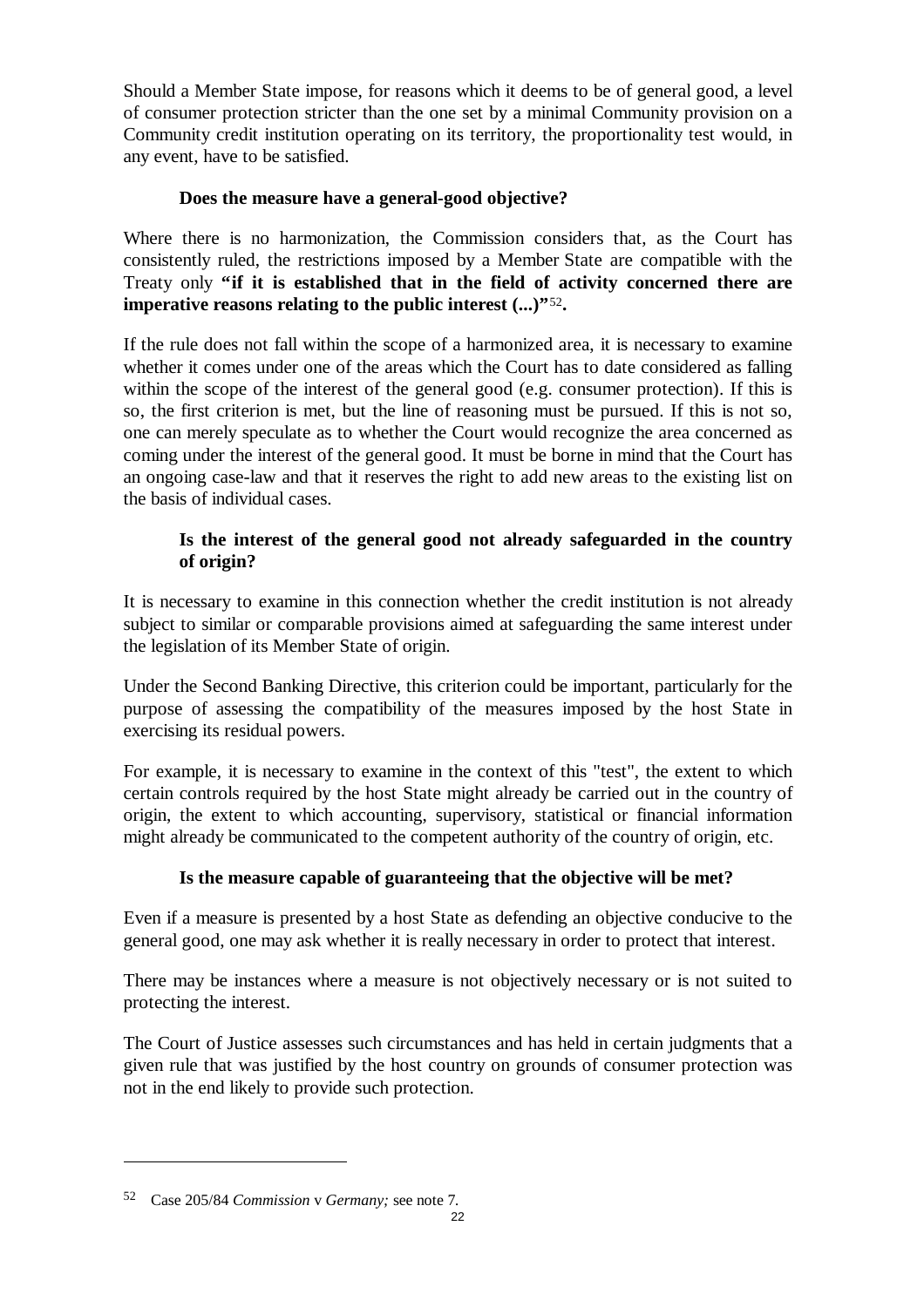Should a Member State impose, for reasons which it deems to be of general good, a level of consumer protection stricter than the one set by a minimal Community provision on a Community credit institution operating on its territory, the proportionality test would, in any event, have to be satisfied.

**Does the measure have a general-good objective?**

Where there is no harmonization, the Commission considers that, as the Court has consistently ruled, the restrictions imposed by a Member State are compatible with the Treaty only **"if it is established that in the field of activity concerned there are imperative reasons relating to the public interest (...)"**[52]**.**

If the rule does not fall within the scope of a harmonized area, it is necessary to examine whether it comes under one of the areas which the Court has to date considered as falling within the scope of the interest of the general good (e.g. consumer protection). If this is so, the first criterion is met, but the line of reasoning must be pursued. If this is not so, one can merely speculate as to whether the Court would recognize the area concerned as coming under the interest of the general good. It must be borne in mind that the Court has an ongoing case-law and that it reserves the right to add new areas to the existing list on the basis of individual cases.

**Is the interest of the general good not already safeguarded in the country of origin?**

It is necessary to examine in this connection whether the credit institution is not already subject to similar or comparable provisions aimed at safeguarding the same interest under the legislation of its Member State of origin.

Under the Second Banking Directive, this criterion could be important, particularly for the purpose of assessing the compatibility of the measures imposed by the host State in exercising its residual powers.

For example, it is necessary to examine in the context of this "test", the extent to which certain controls required by the host State might already be carried out in the country of origin, the extent to which accounting, supervisory, statistical or financial information might already be communicated to the competent authority of the country of origin, etc.

**Is the measure capable of guaranteeing that the objective will be met?**

Even if a measure is presented by a host State as defending an objective conducive to the general good, one may ask whether it is really necessary in order to protect that interest.

There may be instances where a measure is not objectively necessary or is not suited to protecting the interest.

The Court of Justice assesses such circumstances and has held in certain judgments that a given rule that was justified by the host country on grounds of consumer protection was not in the end likely to provide such protection.

---

[52] Case 205/84 *Commission* v *Germany;* see note 7.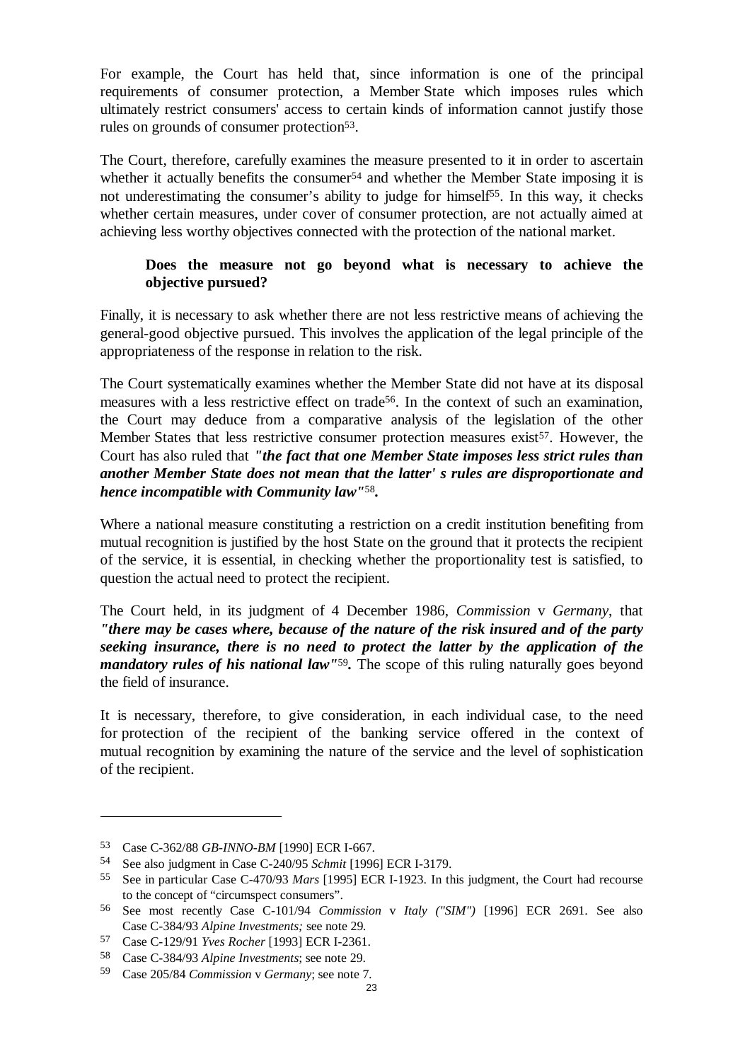For example, the Court has held that, since information is one of the principal requirements of consumer protection, a Member State which imposes rules which ultimately restrict consumers' access to certain kinds of information cannot justify those rules on grounds of consumer protection[53].

The Court, therefore, carefully examines the measure presented to it in order to ascertain whether it actually benefits the consumer[54] and whether the Member State imposing it is not underestimating the consumer's ability to judge for himself[55]. In this way, it checks whether certain measures, under cover of consumer protection, are not actually aimed at achieving less worthy objectives connected with the protection of the national market.

**Does the measure not go beyond what is necessary to achieve the objective pursued?**

Finally, it is necessary to ask whether there are not less restrictive means of achieving the general-good objective pursued. This involves the application of the legal principle of the appropriateness of the response in relation to the risk.

The Court systematically examines whether the Member State did not have at its disposal measures with a less restrictive effect on trade[56]. In the context of such an examination, the Court may deduce from a comparative analysis of the legislation of the other Member States that less restrictive consumer protection measures exist[57]. However, the Court has also ruled that ***"the fact that one Member State imposes less strict rules than another Member State does not mean that the latter' s rules are disproportionate and hence incompatible with Community law"***[58]**.**

Where a national measure constituting a restriction on a credit institution benefiting from mutual recognition is justified by the host State on the ground that it protects the recipient of the service, it is essential, in checking whether the proportionality test is satisfied, to question the actual need to protect the recipient.

The Court held, in its judgment of 4 December 1986, *Commission* v *Germany*, that ***"there may be cases where, because of the nature of the risk insured and of the party seeking insurance, there is no need to protect the latter by the application of the mandatory rules of his national law"***[59]**.** The scope of this ruling naturally goes beyond the field of insurance.

It is necessary, therefore, to give consideration, in each individual case, to the need for protection of the recipient of the banking service offered in the context of mutual recognition by examining the nature of the service and the level of sophistication of the recipient.

---

[53] Case C-362/88 *GB-INNO-BM* [1990] ECR I-667.

[54] See also judgment in Case C-240/95 *Schmit* [1996] ECR I-3179.

[55] See in particular Case C-470/93 *Mars* [1995] ECR I-1923. In this judgment, the Court had recourse to the concept of "circumspect consumers".

[56] See most recently Case C-101/94 *Commission* v *Italy ("SIM")* [1996] ECR 2691. See also Case C-384/93 *Alpine Investments;* see note 29.

[57] Case C-129/91 *Yves Rocher* [1993] ECR I-2361.

[58] Case C-384/93 *Alpine Investments*; see note 29.

[59] Case 205/84 *Commission* v *Germany*; see note 7.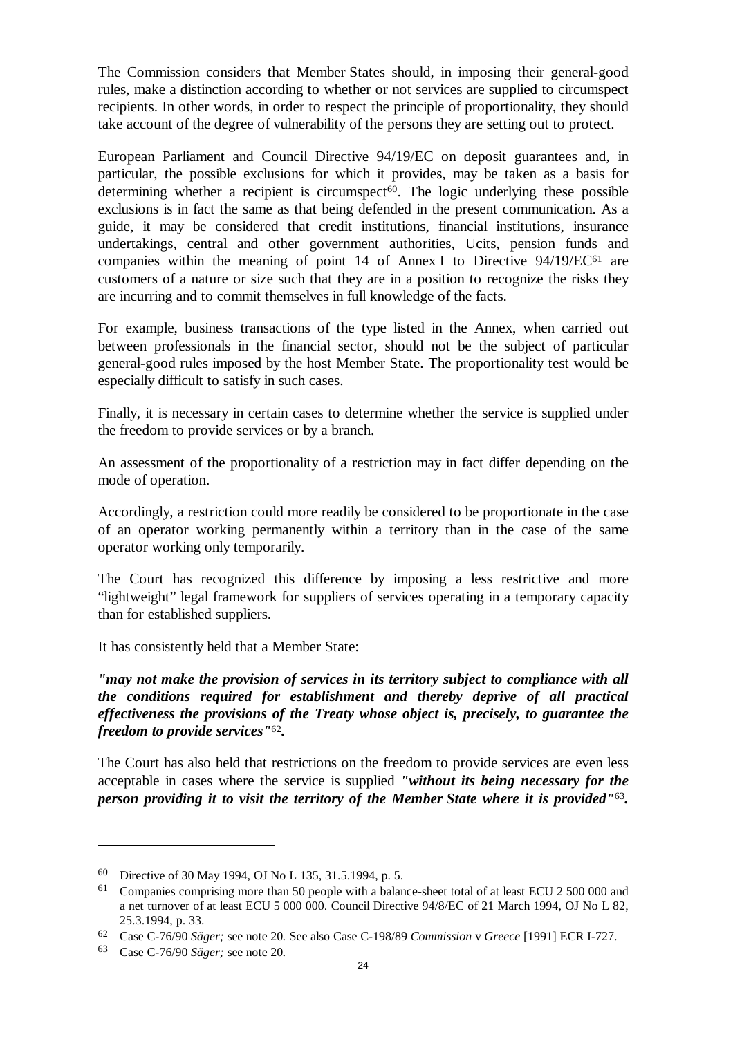The Commission considers that Member States should, in imposing their general-good rules, make a distinction according to whether or not services are supplied to circumspect recipients. In other words, in order to respect the principle of proportionality, they should take account of the degree of vulnerability of the persons they are setting out to protect.

European Parliament and Council Directive 94/19/EC on deposit guarantees and, in particular, the possible exclusions for which it provides, may be taken as a basis for determining whether a recipient is circumspect[60]. The logic underlying these possible exclusions is in fact the same as that being defended in the present communication. As a guide, it may be considered that credit institutions, financial institutions, insurance undertakings, central and other government authorities, Ucits, pension funds and companies within the meaning of point 14 of Annex I to Directive 94/19/EC[61] are customers of a nature or size such that they are in a position to recognize the risks they are incurring and to commit themselves in full knowledge of the facts.

For example, business transactions of the type listed in the Annex, when carried out between professionals in the financial sector, should not be the subject of particular general-good rules imposed by the host Member State. The proportionality test would be especially difficult to satisfy in such cases.

Finally, it is necessary in certain cases to determine whether the service is supplied under the freedom to provide services or by a branch.

An assessment of the proportionality of a restriction may in fact differ depending on the mode of operation.

Accordingly, a restriction could more readily be considered to be proportionate in the case of an operator working permanently within a territory than in the case of the same operator working only temporarily.

The Court has recognized this difference by imposing a less restrictive and more "lightweight" legal framework for suppliers of services operating in a temporary capacity than for established suppliers.

It has consistently held that a Member State:

***"may not make the provision of services in its territory subject to compliance with all the conditions required for establishment and thereby deprive of all practical effectiveness the provisions of the Treaty whose object is, precisely, to guarantee the freedom to provide services"***[62].

The Court has also held that restrictions on the freedom to provide services are even less acceptable in cases where the service is supplied ***"without its being necessary for the person providing it to visit the territory of the Member State where it is provided"***[63].

---

[60] Directive of 30 May 1994, OJ No L 135, 31.5.1994, p. 5.

[61] Companies comprising more than 50 people with a balance-sheet total of at least ECU 2 500 000 and a net turnover of at least ECU 5 000 000. Council Directive 94/8/EC of 21 March 1994, OJ No L 82, 25.3.1994, p. 33.

[62] Case C-76/90 *Säger;* see note 20. See also Case C-198/89 *Commission* v *Greece* [1991] ECR I-727.

[63] Case C-76/90 *Säger;* see note 20.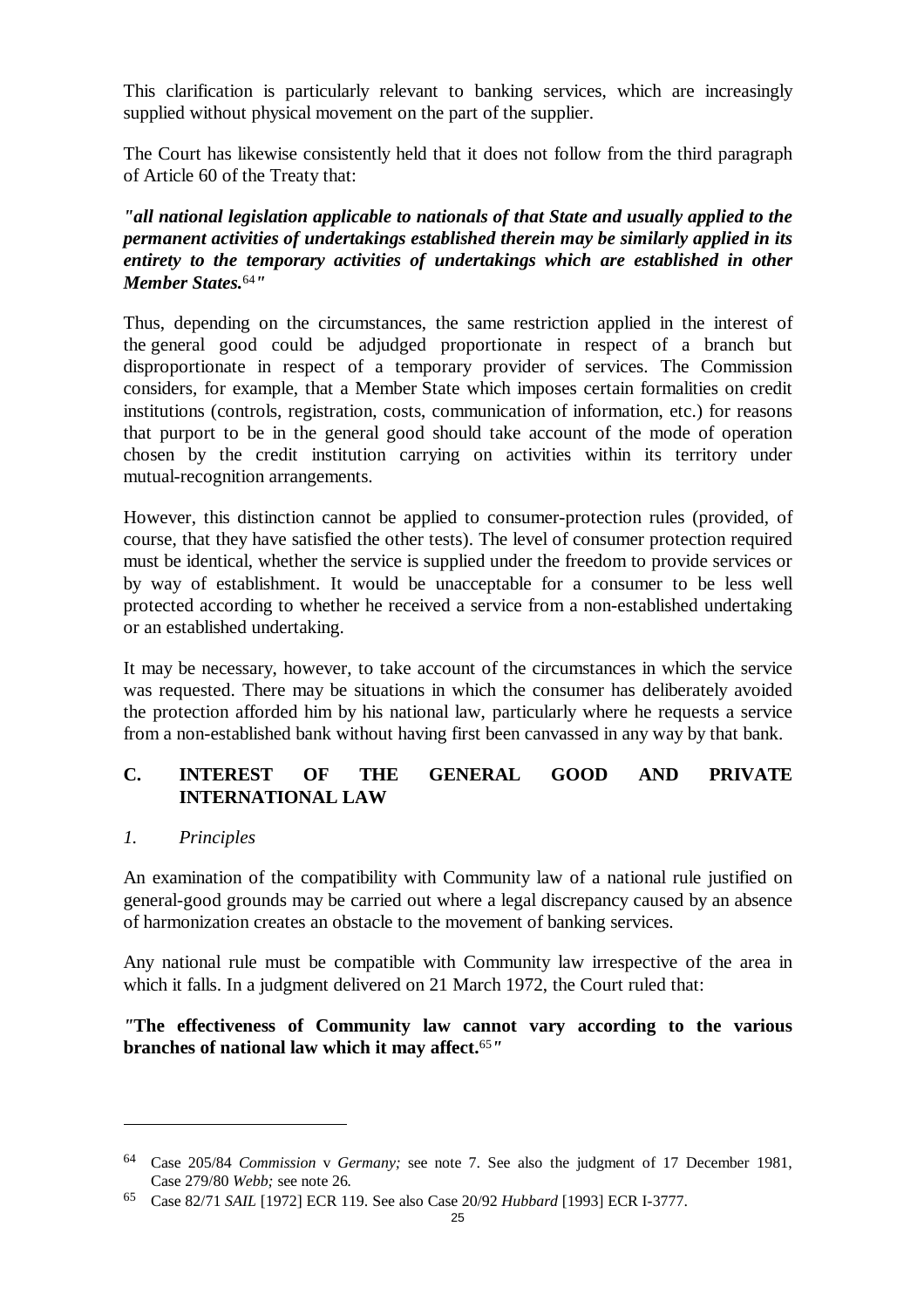This clarification is particularly relevant to banking services, which are increasingly supplied without physical movement on the part of the supplier.

The Court has likewise consistently held that it does not follow from the third paragraph of Article 60 of the Treaty that:

***"all national legislation applicable to nationals of that State and usually applied to the permanent activities of undertakings established therein may be similarly applied in its entirety to the temporary activities of undertakings which are established in other Member States.***[64]***"***

Thus, depending on the circumstances, the same restriction applied in the interest of the general good could be adjudged proportionate in respect of a branch but disproportionate in respect of a temporary provider of services. The Commission considers, for example, that a Member State which imposes certain formalities on credit institutions (controls, registration, costs, communication of information, etc.) for reasons that purport to be in the general good should take account of the mode of operation chosen by the credit institution carrying on activities within its territory under mutual-recognition arrangements.

However, this distinction cannot be applied to consumer-protection rules (provided, of course, that they have satisfied the other tests). The level of consumer protection required must be identical, whether the service is supplied under the freedom to provide services or by way of establishment. It would be unacceptable for a consumer to be less well protected according to whether he received a service from a non-established undertaking or an established undertaking.

It may be necessary, however, to take account of the circumstances in which the service was requested. There may be situations in which the consumer has deliberately avoided the protection afforded him by his national law, particularly where he requests a service from a non-established bank without having first been canvassed in any way by that bank.

## C. INTEREST OF THE GENERAL GOOD AND PRIVATE INTERNATIONAL LAW

### *1. Principles*

An examination of the compatibility with Community law of a national rule justified on general-good grounds may be carried out where a legal discrepancy caused by an absence of harmonization creates an obstacle to the movement of banking services.

Any national rule must be compatible with Community law irrespective of the area in which it falls. In a judgment delivered on 21 March 1972, the Court ruled that:

**"The effectiveness of Community law cannot vary according to the various branches of national law which it may affect.**[65]**"**

---

[64] Case 205/84 *Commission* v *Germany;* see note 7. See also the judgment of 17 December 1981, Case 279/80 *Webb;* see note 26.

[65] Case 82/71 *SAIL* [1972] ECR 119. See also Case 20/92 *Hubbard* [1993] ECR I-3777.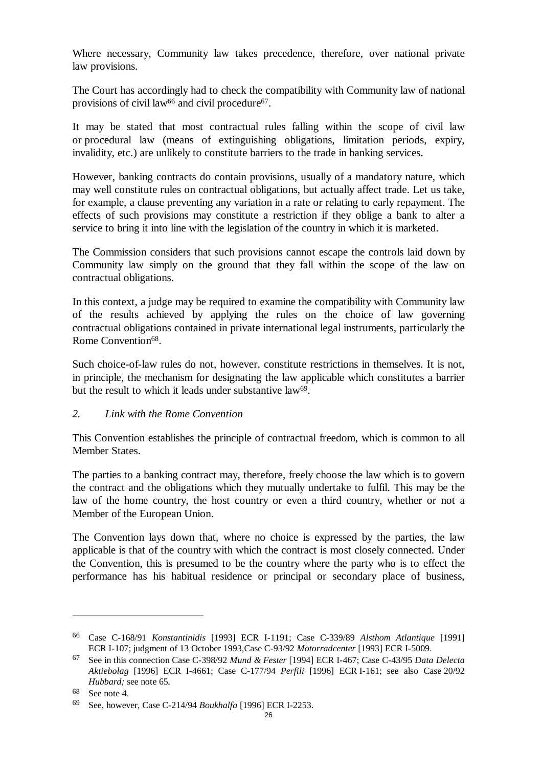Where necessary, Community law takes precedence, therefore, over national private law provisions.

The Court has accordingly had to check the compatibility with Community law of national provisions of civil law[66] and civil procedure[67].

It may be stated that most contractual rules falling within the scope of civil law or procedural law (means of extinguishing obligations, limitation periods, expiry, invalidity, etc.) are unlikely to constitute barriers to the trade in banking services.

However, banking contracts do contain provisions, usually of a mandatory nature, which may well constitute rules on contractual obligations, but actually affect trade. Let us take, for example, a clause preventing any variation in a rate or relating to early repayment. The effects of such provisions may constitute a restriction if they oblige a bank to alter a service to bring it into line with the legislation of the country in which it is marketed.

The Commission considers that such provisions cannot escape the controls laid down by Community law simply on the ground that they fall within the scope of the law on contractual obligations.

In this context, a judge may be required to examine the compatibility with Community law of the results achieved by applying the rules on the choice of law governing contractual obligations contained in private international legal instruments, particularly the Rome Convention[68].

Such choice-of-law rules do not, however, constitute restrictions in themselves. It is not, in principle, the mechanism for designating the law applicable which constitutes a barrier but the result to which it leads under substantive law[69].

*2. Link with the Rome Convention*

This Convention establishes the principle of contractual freedom, which is common to all Member States.

The parties to a banking contract may, therefore, freely choose the law which is to govern the contract and the obligations which they mutually undertake to fulfil. This may be the law of the home country, the host country or even a third country, whether or not a Member of the European Union.

The Convention lays down that, where no choice is expressed by the parties, the law applicable is that of the country with which the contract is most closely connected. Under the Convention, this is presumed to be the country where the party who is to effect the performance has his habitual residence or principal or secondary place of business,

---

[66] Case C-168/91 *Konstantinidis* [1993] ECR I-1191; Case C-339/89 *Alsthom Atlantique* [1991] ECR I-107; judgment of 13 October 1993,Case C-93/92 *Motorradcenter* [1993] ECR I-5009.

[67] See in this connection Case C-398/92 *Mund & Fester* [1994] ECR I-467; Case C-43/95 *Data Delecta Aktiebolag* [1996] ECR I-4661; Case C-177/94 *Perfili* [1996] ECR I-161; see also Case 20/92 *Hubbard;* see note 65.

[68] See note 4.

[69] See, however, Case C-214/94 *Boukhalfa* [1996] ECR I-2253.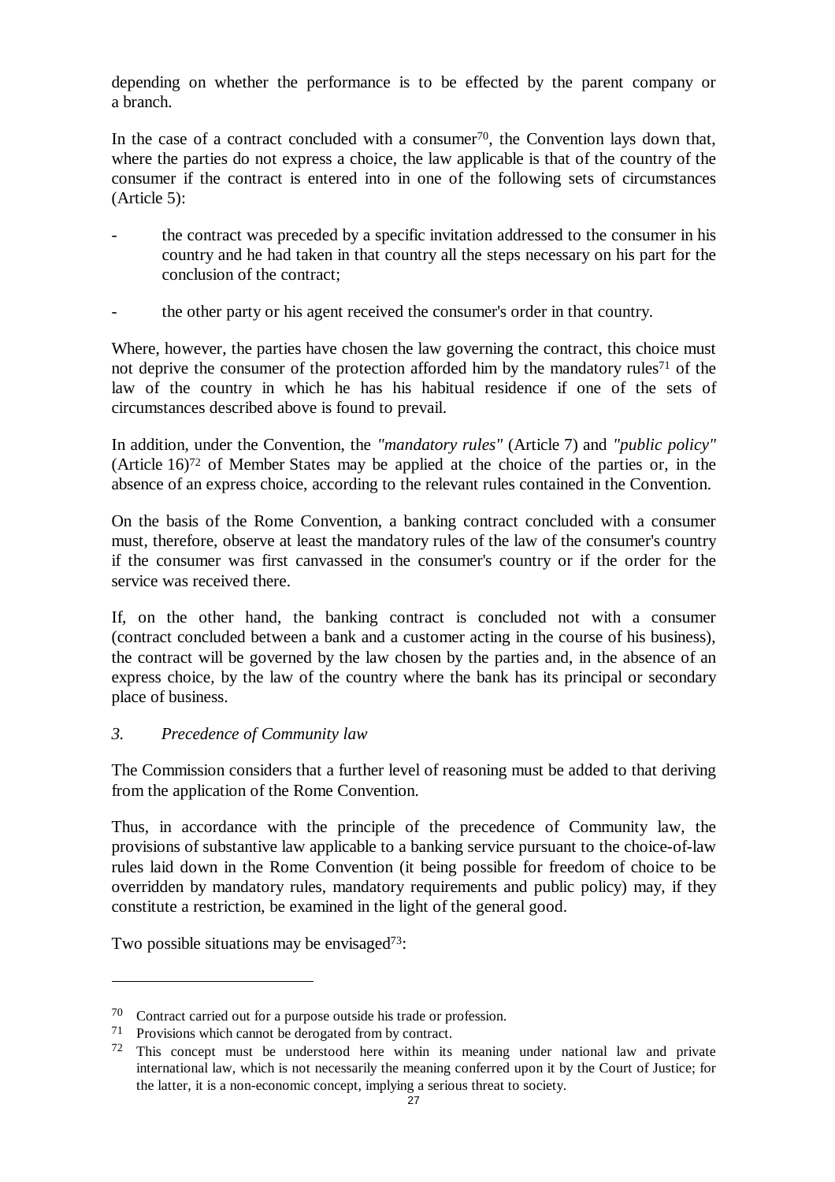depending on whether the performance is to be effected by the parent company or a branch.

In the case of a contract concluded with a consumer[70], the Convention lays down that, where the parties do not express a choice, the law applicable is that of the country of the consumer if the contract is entered into in one of the following sets of circumstances (Article 5):

- the contract was preceded by a specific invitation addressed to the consumer in his country and he had taken in that country all the steps necessary on his part for the conclusion of the contract;

- the other party or his agent received the consumer's order in that country.

Where, however, the parties have chosen the law governing the contract, this choice must not deprive the consumer of the protection afforded him by the mandatory rules[71] of the law of the country in which he has his habitual residence if one of the sets of circumstances described above is found to prevail.

In addition, under the Convention, the *"mandatory rules"* (Article 7) and *"public policy"* (Article 16)[72] of Member States may be applied at the choice of the parties or, in the absence of an express choice, according to the relevant rules contained in the Convention.

On the basis of the Rome Convention, a banking contract concluded with a consumer must, therefore, observe at least the mandatory rules of the law of the consumer's country if the consumer was first canvassed in the consumer's country or if the order for the service was received there.

If, on the other hand, the banking contract is concluded not with a consumer (contract concluded between a bank and a customer acting in the course of his business), the contract will be governed by the law chosen by the parties and, in the absence of an express choice, by the law of the country where the bank has its principal or secondary place of business.

### *3. Precedence of Community law*

The Commission considers that a further level of reasoning must be added to that deriving from the application of the Rome Convention.

Thus, in accordance with the principle of the precedence of Community law, the provisions of substantive law applicable to a banking service pursuant to the choice-of-law rules laid down in the Rome Convention (it being possible for freedom of choice to be overridden by mandatory rules, mandatory requirements and public policy) may, if they constitute a restriction, be examined in the light of the general good.

Two possible situations may be envisaged[73]:

---

[70] Contract carried out for a purpose outside his trade or profession.

[71] Provisions which cannot be derogated from by contract.

[72] This concept must be understood here within its meaning under national law and private international law, which is not necessarily the meaning conferred upon it by the Court of Justice; for the latter, it is a non-economic concept, implying a serious threat to society.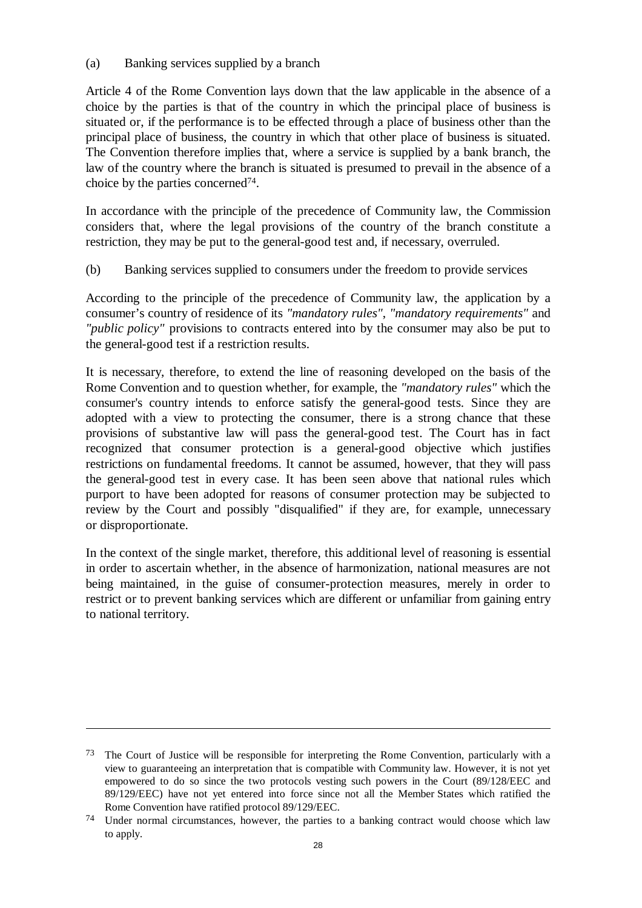(a) Banking services supplied by a branch

Article 4 of the Rome Convention lays down that the law applicable in the absence of a choice by the parties is that of the country in which the principal place of business is situated or, if the performance is to be effected through a place of business other than the principal place of business, the country in which that other place of business is situated. The Convention therefore implies that, where a service is supplied by a bank branch, the law of the country where the branch is situated is presumed to prevail in the absence of a choice by the parties concerned[74].

In accordance with the principle of the precedence of Community law, the Commission considers that, where the legal provisions of the country of the branch constitute a restriction, they may be put to the general-good test and, if necessary, overruled.

(b) Banking services supplied to consumers under the freedom to provide services

According to the principle of the precedence of Community law, the application by a consumer's country of residence of its *"mandatory rules"*, *"mandatory requirements"* and *"public policy"* provisions to contracts entered into by the consumer may also be put to the general-good test if a restriction results.

It is necessary, therefore, to extend the line of reasoning developed on the basis of the Rome Convention and to question whether, for example, the *"mandatory rules"* which the consumer's country intends to enforce satisfy the general-good tests. Since they are adopted with a view to protecting the consumer, there is a strong chance that these provisions of substantive law will pass the general-good test. The Court has in fact recognized that consumer protection is a general-good objective which justifies restrictions on fundamental freedoms. It cannot be assumed, however, that they will pass the general-good test in every case. It has been seen above that national rules which purport to have been adopted for reasons of consumer protection may be subjected to review by the Court and possibly "disqualified" if they are, for example, unnecessary or disproportionate.

In the context of the single market, therefore, this additional level of reasoning is essential in order to ascertain whether, in the absence of harmonization, national measures are not being maintained, in the guise of consumer-protection measures, merely in order to restrict or to prevent banking services which are different or unfamiliar from gaining entry to national territory.

---

[73] The Court of Justice will be responsible for interpreting the Rome Convention, particularly with a view to guaranteeing an interpretation that is compatible with Community law. However, it is not yet empowered to do so since the two protocols vesting such powers in the Court (89/128/EEC and 89/129/EEC) have not yet entered into force since not all the Member States which ratified the Rome Convention have ratified protocol 89/129/EEC.

[74] Under normal circumstances, however, the parties to a banking contract would choose which law to apply.